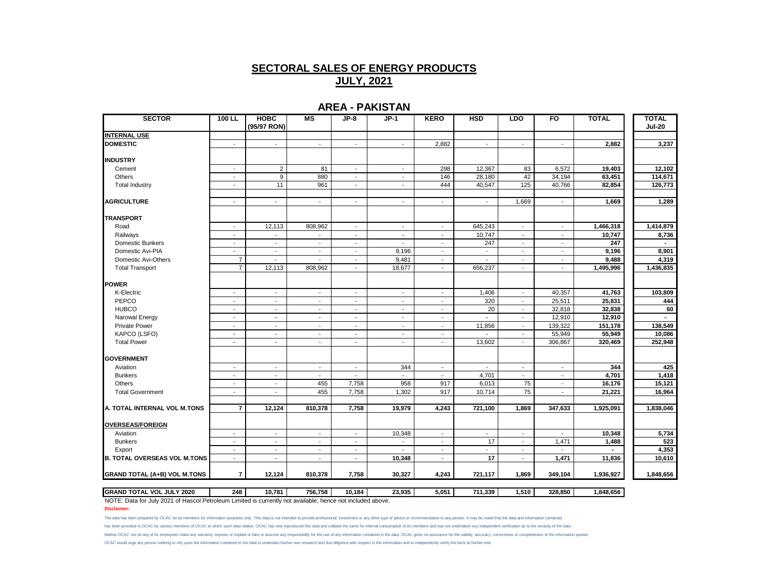# SECTORAL SALES OF ENERGY PRODUCTS
## JULY, 2021

### AREA - PAKISTAN

| SECTOR | 100 LL | HOBC (95/97 RON) | MS | JP-8 | JP-1 | KERO | HSD | LDO | FO | TOTAL | TOTAL Jul-20 |
|---|---|---|---|---|---|---|---|---|---|---|---|
| **INTERNAL USE** | | | | | | | | | | | |
| **DOMESTIC** | - | - | - | - | - | 2,882 | - | - | - | **2,882** | **3,237** |
| **INDUSTRY** | | | | | | | | | | | |
| Cement | - | 2 | 81 | - | - | 298 | 12,367 | 83 | 6,572 | **19,403** | **12,102** |
| Others | - | 9 | 880 | - | - | 146 | 28,180 | 42 | 34,194 | **63,451** | **114,671** |
| Total Industry | - | 11 | 961 | - | - | 444 | 40,547 | 125 | 40,766 | **82,854** | **126,773** |
| **AGRICULTURE** | - | - | - | - | - | - | - | 1,669 | - | **1,669** | **1,289** |
| **TRANSPORT** | | | | | | | | | | | |
| Road | - | 12,113 | 808,962 | - | - | - | 645,243 | - | - | **1,466,318** | **1,414,879** |
| Railways | - | - | - | - | - | - | 10,747 | - | - | **10,747** | **8,736** |
| Domestic Bunkers | - | - | - | - | - | - | 247 | - | - | **247** | **-** |
| Domestic Avi-PIA | - | - | - | - | 9,196 | - | - | - | - | **9,196** | **8,901** |
| Domestic Avi-Others | 7 | - | - | - | 9,481 | - | - | - | - | **9,488** | **4,319** |
| Total Transport | 7 | 12,113 | 808,962 | - | 18,677 | - | 656,237 | - | - | **1,495,996** | **1,436,835** |
| **POWER** | | | | | | | | | | | |
| K-Electric | - | - | - | - | - | - | 1,406 | - | 40,357 | **41,763** | **103,809** |
| PEPCO | - | - | - | - | - | - | 320 | - | 25,511 | **25,831** | **444** |
| HUBCO | - | - | - | - | - | - | 20 | - | 32,818 | **32,838** | **60** |
| Narowal Energy | - | - | - | - | - | - | - | - | 12,910 | **12,910** | **-** |
| Private Power | - | - | - | - | - | - | 11,856 | - | 139,322 | **151,178** | **138,549** |
| KAPCO (LSFO) | - | - | - | - | - | - | - | - | 55,949 | **55,949** | **10,086** |
| Total Power | - | - | - | - | - | - | 13,602 | - | 306,867 | **320,469** | **252,948** |
| **GOVERNMENT** | | | | | | | | | | | |
| Aviation | - | - | - | - | 344 | - | - | - | - | **344** | **425** |
| Bunkers | - | - | - | - | - | - | 4,701 | - | - | **4,701** | **1,418** |
| Others | - | - | 455 | 7,758 | 958 | 917 | 6,013 | 75 | - | **16,176** | **15,121** |
| Total Government | - | - | 455 | 7,758 | 1,302 | 917 | 10,714 | 75 | - | **21,221** | **16,964** |
| **A. TOTAL INTERNAL VOL M.TONS** | **7** | **12,124** | **810,378** | **7,758** | **19,979** | **4,243** | **721,100** | **1,869** | **347,633** | **1,925,091** | **1,838,046** |
| **OVERSEAS/FOREIGN** | | | | | | | | | | | |
| Aviation | - | - | - | - | 10,348 | - | - | - | - | **10,348** | **5,734** |
| Bunkers | - | - | - | - | - | - | 17 | - | 1,471 | **1,488** | **523** |
| Export | - | - | - | - | - | - | - | - | - | **-** | **4,353** |
| **B. TOTAL OVERSEAS VOL M.TONS** | - | - | - | - | **10,348** | - | **17** | - | **1,471** | **11,836** | **10,610** |
| **GRAND TOTAL (A+B) VOL M.TONS** | **7** | **12,124** | **810,378** | **7,758** | **30,327** | **4,243** | **721,117** | **1,869** | **349,104** | **1,936,927** | **1,848,656** |
| **GRAND TOTAL VOL JULY 2020** | **248** | **10,781** | **756,758** | **10,184** | **23,935** | **5,051** | **711,339** | **1,510** | **328,850** | **1,848,656** | |

NOTE: Data for July 2021 of Hascol Petroleum Limited is currently not available; hence not included above.

**Disclaimer:**

The data has been prepared by OCAC for its members for information purposes only. This data is not intended to provide professional, investment or any other type of advice or recommendation to any person. It may be noted that the data and information contained has been provided to OCAC by various members of OCAC to which such data relates. OCAC has only reproduced this data and collated the same for internal consumption of its members and has not undertaken any independent verification as to the veracity of the data. Neither OCAC nor do any of its employees make any warranty, express or implied or take or assume any responsibility for the use of any information contained in the data. OCAC gives no assurance for the validity, accuracy, correctness or completeness of the information quoted. OCAC would urge any person seeking to rely upon the information contained in the data to undertake his/her own research and due diligence with respect to the information and to independently verify the facts at his/her end.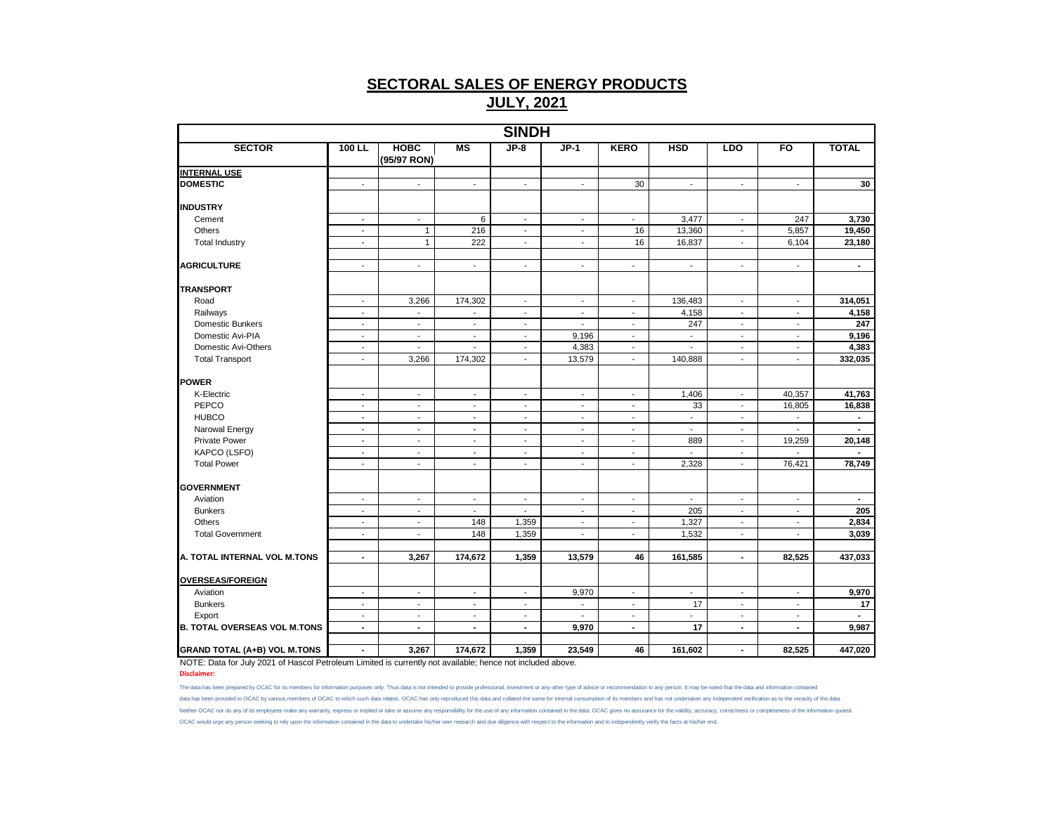## SECTORAL SALES OF ENERGY PRODUCTS

## JULY, 2021

| SINDH | | | | | | | | | | |
|---|---|---|---|---|---|---|---|---|---|---|
| **SECTOR** | **100 LL** | **HOBC (95/97 RON)** | **MS** | **JP-8** | **JP-1** | **KERO** | **HSD** | **LDO** | **FO** | **TOTAL** |
| **INTERNAL USE** | | | | | | | | | | |
| **DOMESTIC** | - | - | - | - | - | 30 | - | - | - | **30** |
| **INDUSTRY** | | | | | | | | | | |
| Cement | - | - | 6 | - | - | - | 3,477 | - | 247 | **3,730** |
| Others | - | 1 | 216 | - | - | 16 | 13,360 | - | 5,857 | **19,450** |
| Total Industry | - | 1 | 222 | - | - | 16 | 16,837 | - | 6,104 | **23,180** |
| **AGRICULTURE** | - | - | - | - | - | - | - | - | - | **-** |
| **TRANSPORT** | | | | | | | | | | |
| Road | - | 3,266 | 174,302 | - | - | - | 136,483 | - | - | **314,051** |
| Railways | - | - | - | - | - | - | 4,158 | - | - | **4,158** |
| Domestic Bunkers | - | - | - | - | - | - | 247 | - | - | **247** |
| Domestic Avi-PIA | - | - | - | - | 9,196 | - | - | - | - | **9,196** |
| Domestic Avi-Others | - | - | - | - | 4,383 | - | - | - | - | **4,383** |
| Total Transport | - | 3,266 | 174,302 | - | 13,579 | - | 140,888 | - | - | **332,035** |
| **POWER** | | | | | | | | | | |
| K-Electric | - | - | - | - | - | - | 1,406 | - | 40,357 | **41,763** |
| PEPCO | - | - | - | - | - | - | 33 | - | 16,805 | **16,838** |
| HUBCO | - | - | - | - | - | - | - | - | - | **-** |
| Narowal Energy | - | - | - | - | - | - | - | - | - | **-** |
| Private Power | - | - | - | - | - | - | 889 | - | 19,259 | **20,148** |
| KAPCO (LSFO) | - | - | - | - | - | - | - | - | - | **-** |
| Total Power | - | - | - | - | - | - | 2,328 | - | 76,421 | **78,749** |
| **GOVERNMENT** | | | | | | | | | | |
| Aviation | - | - | - | - | - | - | - | - | - | **-** |
| Bunkers | - | - | - | - | - | - | 205 | - | - | **205** |
| Others | - | - | 148 | 1,359 | - | - | 1,327 | - | - | **2,834** |
| Total Government | - | - | 148 | 1,359 | - | - | 1,532 | - | - | **3,039** |
| **A. TOTAL INTERNAL VOL M.TONS** | **-** | **3,267** | **174,672** | **1,359** | **13,579** | **46** | **161,585** | **-** | **82,525** | **437,033** |
| **OVERSEAS/FOREIGN** | | | | | | | | | | |
| Aviation | - | - | - | - | 9,970 | - | - | - | - | **9,970** |
| Bunkers | - | - | - | - | - | - | 17 | - | - | **17** |
| Export | - | - | - | - | - | - | - | - | - | **-** |
| **B. TOTAL OVERSEAS VOL M.TONS** | **-** | **-** | **-** | **-** | **9,970** | **-** | **17** | **-** | **-** | **9,987** |
| **GRAND TOTAL (A+B) VOL M.TONS** | **-** | **3,267** | **174,672** | **1,359** | **23,549** | **46** | **161,602** | **-** | **82,525** | **447,020** |

NOTE: Data for July 2021 of Hascol Petroleum Limited is currently not available; hence not included above.

**Disclaimer:**

The data has been prepared by OCAC for its members for information purposes only. Thus data is not intended to provide professional, investment or any other type of advice or recommendation to any person. It may be noted that the data and information contained data has been provided to OCAC by various members of OCAC to which such data relates. OCAC has only reproduced this data and collated the same for internal consumption of its members and has not undertaken any independent verification as to the veracity of the data. Neither OCAC nor do any of its employees make any warranty, express or implied or take or assume any responsibility for the use of any information contained in the data. OCAC gives no assurance for the validity, accuracy, correctness or completeness of the information quoted. OCAC would urge any person seeking to rely upon the information contained in the data to undertake his/her own research and due diligence with respect to the information and to independently verify the facts at his/her end.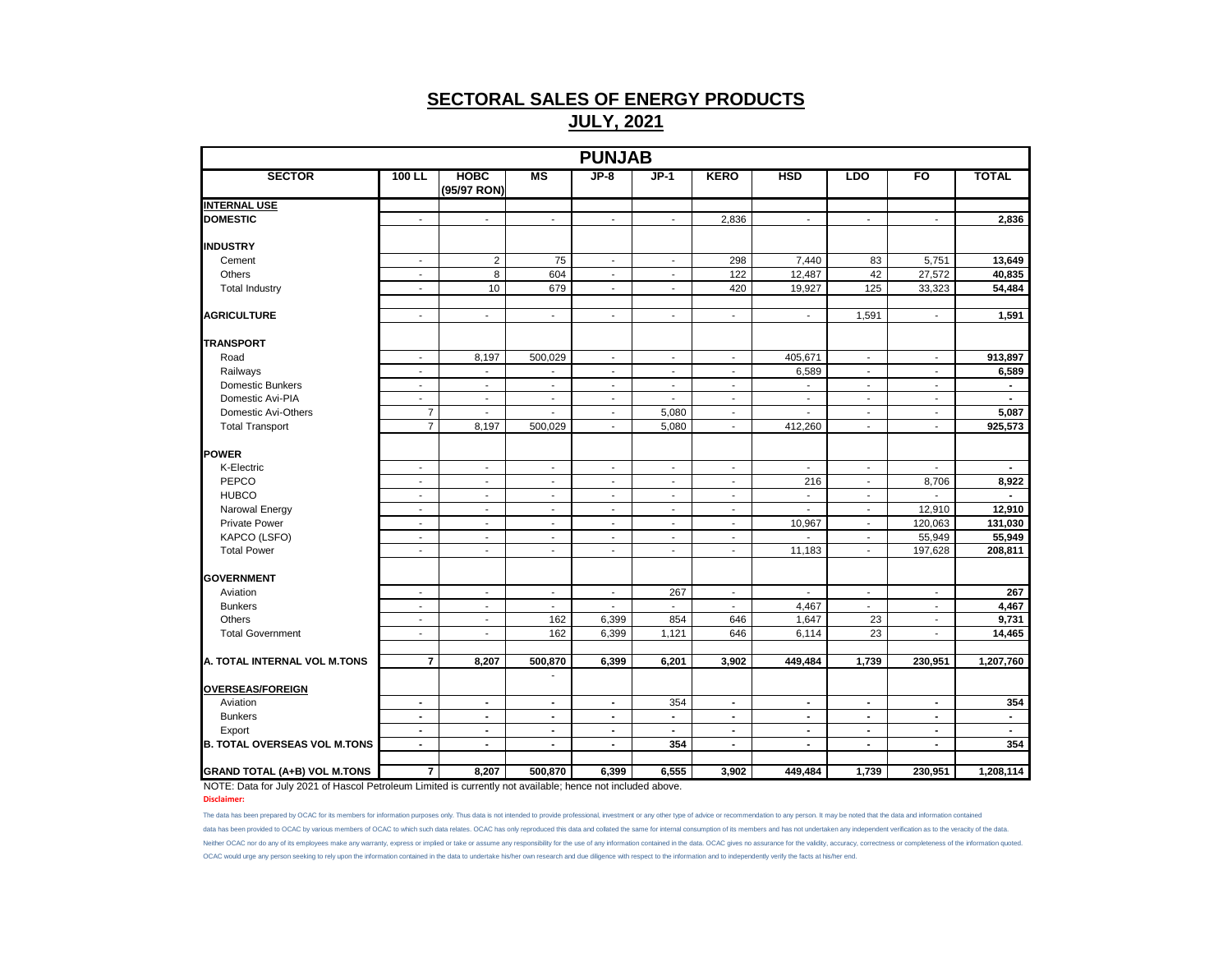# SECTORAL SALES OF ENERGY PRODUCTS

## JULY, 2021

| PUNJAB | | | | | | | | | | |
|---|---|---|---|---|---|---|---|---|---|---|
| **SECTOR** | **100 LL** | **HOBC (95/97 RON)** | **MS** | **JP-8** | **JP-1** | **KERO** | **HSD** | **LDO** | **FO** | **TOTAL** |
| **INTERNAL USE** | | | | | | | | | | |
| **DOMESTIC** | - | - | - | - | - | 2,836 | - | - | - | **2,836** |
| **INDUSTRY** | | | | | | | | | | |
| Cement | - | 2 | 75 | - | - | 298 | 7,440 | 83 | 5,751 | **13,649** |
| Others | - | 8 | 604 | - | - | 122 | 12,487 | 42 | 27,572 | **40,835** |
| Total Industry | - | 10 | 679 | - | - | 420 | 19,927 | 125 | 33,323 | **54,484** |
| **AGRICULTURE** | - | - | - | - | - | - | - | 1,591 | - | **1,591** |
| **TRANSPORT** | | | | | | | | | | |
| Road | - | 8,197 | 500,029 | - | - | - | 405,671 | - | - | **913,897** |
| Railways | - | - | - | - | - | - | 6,589 | - | - | **6,589** |
| Domestic Bunkers | - | - | - | - | - | - | - | - | - | **-** |
| Domestic Avi-PIA | - | - | - | - | - | - | - | - | - | **-** |
| Domestic Avi-Others | 7 | - | - | - | 5,080 | - | - | - | - | **5,087** |
| Total Transport | 7 | 8,197 | 500,029 | - | 5,080 | - | 412,260 | - | - | **925,573** |
| **POWER** | | | | | | | | | | |
| K-Electric | - | - | - | - | - | - | - | - | - | **-** |
| PEPCO | - | - | - | - | - | - | 216 | - | 8,706 | **8,922** |
| HUBCO | - | - | - | - | - | - | - | - | - | **-** |
| Narowal Energy | - | - | - | - | - | - | - | - | 12,910 | **12,910** |
| Private Power | - | - | - | - | - | - | 10,967 | - | 120,063 | **131,030** |
| KAPCO (LSFO) | - | - | - | - | - | - | - | - | 55,949 | **55,949** |
| Total Power | - | - | - | - | - | - | 11,183 | - | 197,628 | **208,811** |
| **GOVERNMENT** | | | | | | | | | | |
| Aviation | - | - | - | - | 267 | - | - | - | - | **267** |
| Bunkers | - | - | - | - | - | - | 4,467 | - | - | **4,467** |
| Others | - | - | 162 | 6,399 | 854 | 646 | 1,647 | 23 | - | **9,731** |
| Total Government | - | - | 162 | 6,399 | 1,121 | 646 | 6,114 | 23 | - | **14,465** |
| **A. TOTAL INTERNAL VOL M.TONS** | **7** | **8,207** | **500,870** | **6,399** | **6,201** | **3,902** | **449,484** | **1,739** | **230,951** | **1,207,760** |
| **OVERSEAS/FOREIGN** | | | - | | | | | | | |
| Aviation | **-** | **-** | **-** | **-** | 354 | **-** | **-** | **-** | **-** | **354** |
| Bunkers | **-** | **-** | **-** | **-** | **-** | **-** | **-** | **-** | **-** | **-** |
| Export | **-** | **-** | **-** | **-** | **-** | **-** | **-** | **-** | **-** | **-** |
| **B. TOTAL OVERSEAS VOL M.TONS** | **-** | **-** | **-** | **-** | **354** | **-** | **-** | **-** | **-** | **354** |
| **GRAND TOTAL (A+B) VOL M.TONS** | **7** | **8,207** | **500,870** | **6,399** | **6,555** | **3,902** | **449,484** | **1,739** | **230,951** | **1,208,114** |

NOTE: Data for July 2021 of Hascol Petroleum Limited is currently not available; hence not included above.

**Disclaimer:**

The data has been prepared by OCAC for its members for information purposes only. Thus data is not intended to provide professional, investment or any other type of advice or recommendation to any person. It may be noted that the data and information contained data has been provided to OCAC by various members of OCAC to which such data relates. OCAC has only reproduced this data and collated the same for internal consumption of its members and has not undertaken any independent verification as to the veracity of the data. Neither OCAC nor do any of its employees make any warranty, express or implied or take or assume any responsibility for the use of any information contained in the data. OCAC gives no assurance for the validity, accuracy, correctness or completeness of the information quoted. OCAC would urge any person seeking to rely upon the information contained in the data to undertake his/her own research and due diligence with respect to the information and to independently verify the facts at his/her end.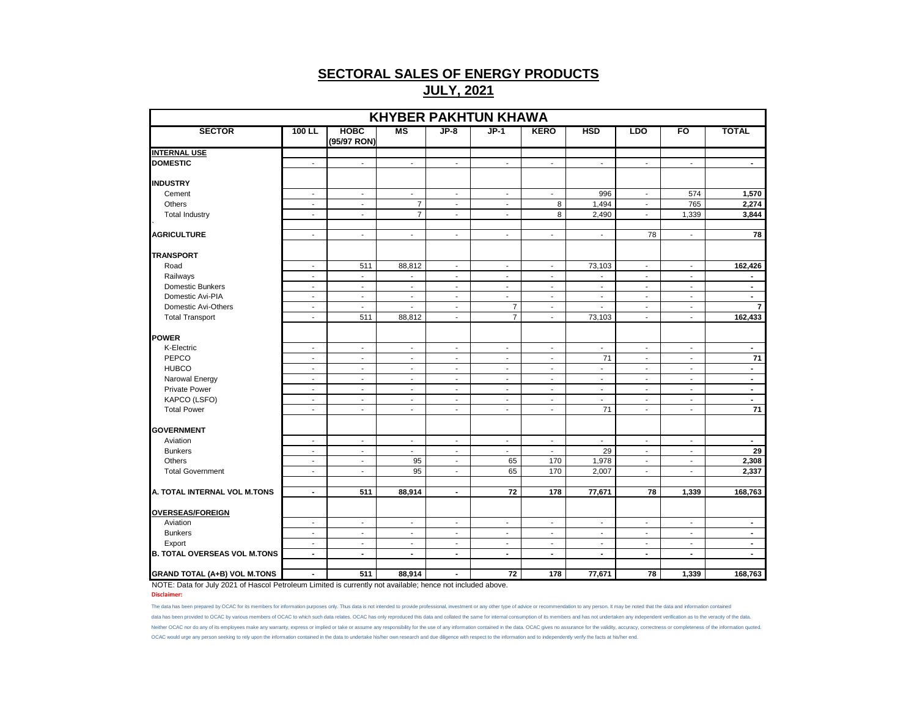## SECTORAL SALES OF ENERGY PRODUCTS

## JULY, 2021

| KHYBER PAKHTUN KHAWA | | | | | | | | | | |
|---|---|---|---|---|---|---|---|---|---|---|
| **SECTOR** | **100 LL** | **HOBC (95/97 RON)** | **MS** | **JP-8** | **JP-1** | **KERO** | **HSD** | **LDO** | **FO** | **TOTAL** |
| **INTERNAL USE** | | | | | | | | | | |
| **DOMESTIC** | - | - | - | - | - | - | - | - | - | - |
| **INDUSTRY** | | | | | | | | | | |
| Cement | - | - | - | - | - | - | 996 | - | 574 | 1,570 |
| Others | - | - | 7 | - | - | 8 | 1,494 | - | 765 | 2,274 |
| Total Industry | - | - | 7 | - | - | 8 | 2,490 | - | 1,339 | 3,844 |
| **AGRICULTURE** | - | - | - | - | - | - | - | 78 | - | 78 |
| **TRANSPORT** | | | | | | | | | | |
| Road | - | 511 | 88,812 | - | - | - | 73,103 | - | - | 162,426 |
| Railways | - | - | - | - | - | - | - | - | - | - |
| Domestic Bunkers | - | - | - | - | - | - | - | - | - | - |
| Domestic Avi-PIA | - | - | - | - | - | - | - | - | - | - |
| Domestic Avi-Others | - | - | - | - | 7 | - | - | - | - | 7 |
| Total Transport | - | 511 | 88,812 | - | 7 | - | 73,103 | - | - | 162,433 |
| **POWER** | | | | | | | | | | |
| K-Electric | - | - | - | - | - | - | - | - | - | - |
| PEPCO | - | - | - | - | - | - | 71 | - | - | 71 |
| HUBCO | - | - | - | - | - | - | - | - | - | - |
| Narowal Energy | - | - | - | - | - | - | - | - | - | - |
| Private Power | - | - | - | - | - | - | - | - | - | - |
| KAPCO (LSFO) | - | - | - | - | - | - | - | - | - | - |
| Total Power | - | - | - | - | - | - | 71 | - | - | 71 |
| **GOVERNMENT** | | | | | | | | | | |
| Aviation | - | - | - | - | - | - | - | - | - | - |
| Bunkers | - | - | - | - | - | - | 29 | - | - | 29 |
| Others | - | - | 95 | - | 65 | 170 | 1,978 | - | - | 2,308 |
| Total Government | - | - | 95 | - | 65 | 170 | 2,007 | - | - | 2,337 |
| **A. TOTAL INTERNAL VOL M.TONS** | - | 511 | 88,914 | - | 72 | 178 | 77,671 | 78 | 1,339 | 168,763 |
| **OVERSEAS/FOREIGN** | | | | | | | | | | |
| Aviation | - | - | - | - | - | - | - | - | - | - |
| Bunkers | - | - | - | - | - | - | - | - | - | - |
| Export | - | - | - | - | - | - | - | - | - | - |
| **B. TOTAL OVERSEAS VOL M.TONS** | - | - | - | - | - | - | - | - | - | - |
| **GRAND TOTAL (A+B) VOL M.TONS** | - | 511 | 88,914 | - | 72 | 178 | 77,671 | 78 | 1,339 | 168,763 |

NOTE: Data for July 2021 of Hascol Petroleum Limited is currently not available; hence not included above.

**Disclaimer:**

The data has been prepared by OCAC for its members for information purposes only. Thus data is not intended to provide professional, investment or any other type of advice or recommendation to any person. It may be noted that the data and information contained data has been provided to OCAC by various members of OCAC to which such data relates. OCAC has only reproduced this data and collated the same for internal consumption of its members and has not undertaken any independent verification as to the veracity of the data. Neither OCAC nor do any of its employees make any warranty, express or implied or take or assume any responsibility for the use of any information contained in the data. OCAC gives no assurance for the validity, accuracy, correctness or completeness of the information quoted. OCAC would urge any person seeking to rely upon the information contained in the data to undertake his/her own research and due diligence with respect to the information and to independently verify the facts at his/her end.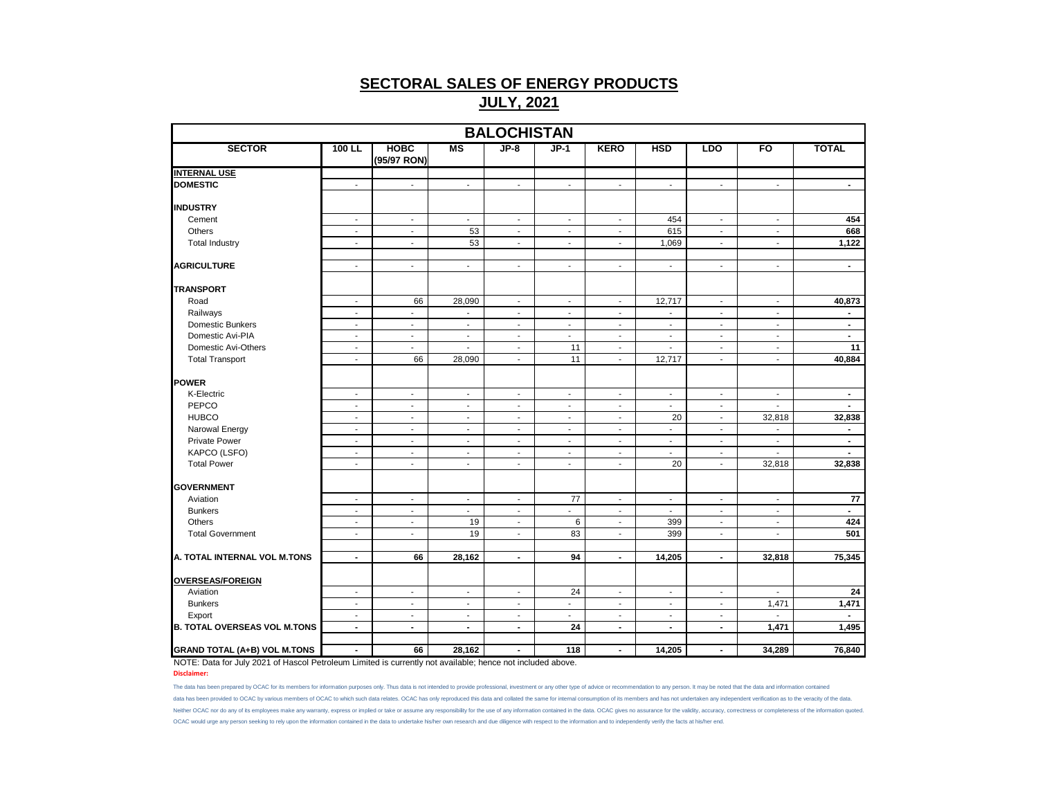# SECTORAL SALES OF ENERGY PRODUCTS

## JULY, 2021

| BALOCHISTAN | | | | | | | | | | |
|---|---|---|---|---|---|---|---|---|---|---|
| **SECTOR** | **100 LL** | **HOBC (95/97 RON)** | **MS** | **JP-8** | **JP-1** | **KERO** | **HSD** | **LDO** | **FO** | **TOTAL** |
| **INTERNAL USE** | | | | | | | | | | |
| **DOMESTIC** | - | - | - | - | - | - | - | - | - | **-** |
| **INDUSTRY** | | | | | | | | | | |
| Cement | - | - | - | - | - | - | 454 | - | - | **454** |
| Others | - | - | 53 | - | - | - | 615 | - | - | **668** |
| Total Industry | - | - | 53 | - | - | - | 1,069 | - | - | **1,122** |
| **AGRICULTURE** | - | - | - | - | - | - | - | - | - | **-** |
| **TRANSPORT** | | | | | | | | | | |
| Road | - | 66 | 28,090 | - | - | - | 12,717 | - | - | **40,873** |
| Railways | - | - | - | - | - | - | - | - | - | **-** |
| Domestic Bunkers | - | - | - | - | - | - | - | - | - | **-** |
| Domestic Avi-PIA | - | - | - | - | - | - | - | - | - | **-** |
| Domestic Avi-Others | - | - | - | - | 11 | - | - | - | - | **11** |
| Total Transport | - | 66 | 28,090 | - | 11 | - | 12,717 | - | - | **40,884** |
| **POWER** | | | | | | | | | | |
| K-Electric | - | - | - | - | - | - | - | - | - | **-** |
| PEPCO | - | - | - | - | - | - | - | - | - | **-** |
| HUBCO | - | - | - | - | - | - | 20 | - | 32,818 | **32,838** |
| Narowal Energy | - | - | - | - | - | - | - | - | - | **-** |
| Private Power | - | - | - | - | - | - | - | - | - | **-** |
| KAPCO (LSFO) | - | - | - | - | - | - | - | - | - | **-** |
| Total Power | - | - | - | - | - | - | 20 | - | 32,818 | **32,838** |
| **GOVERNMENT** | | | | | | | | | | |
| Aviation | - | - | - | - | 77 | - | - | - | - | **77** |
| Bunkers | - | - | - | - | - | - | - | - | - | **-** |
| Others | - | - | 19 | - | 6 | - | 399 | - | - | **424** |
| Total Government | - | - | 19 | - | 83 | - | 399 | - | - | **501** |
| **A. TOTAL INTERNAL VOL M.TONS** | **-** | **66** | **28,162** | **-** | **94** | **-** | **14,205** | **-** | **32,818** | **75,345** |
| **OVERSEAS/FOREIGN** | | | | | | | | | | |
| Aviation | - | - | - | - | 24 | - | - | - | - | **24** |
| Bunkers | - | - | - | - | - | - | - | - | 1,471 | **1,471** |
| Export | - | - | - | - | - | - | - | - | - | **-** |
| **B. TOTAL OVERSEAS VOL M.TONS** | **-** | **-** | **-** | **-** | **24** | **-** | **-** | **-** | **1,471** | **1,495** |
| **GRAND TOTAL (A+B) VOL M.TONS** | **-** | **66** | **28,162** | **-** | **118** | **-** | **14,205** | **-** | **34,289** | **76,840** |

NOTE: Data for July 2021 of Hascol Petroleum Limited is currently not available; hence not included above.

**Disclaimer:**

The data has been prepared by OCAC for its members for information purposes only. Thus data is not intended to provide professional, investment or any other type of advice or recommendation to any person. It may be noted that the data and information contained data has been provided to OCAC by various members of OCAC to which such data relates. OCAC has only reproduced this data and collated the same for internal consumption of its members and has not undertaken any independent verification as to the veracity of the data. Neither OCAC nor do any of its employees make any warranty, express or implied or take or assume any responsibility for the use of any information contained in the data. OCAC gives no assurance for the validity, accuracy, correctness or completeness of the information quoted. OCAC would urge any person seeking to rely upon the information contained in the data to undertake his/her own research and due diligence with respect to the information and to independently verify the facts at his/her end.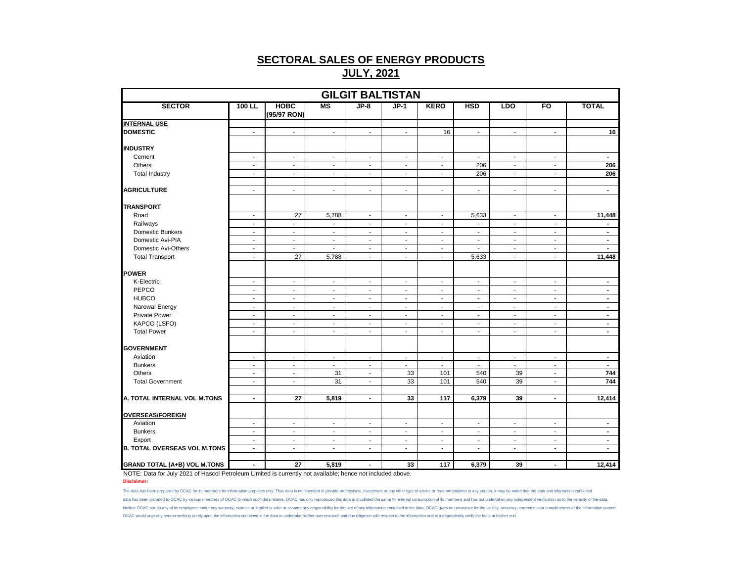## SECTORAL SALES OF ENERGY PRODUCTS

## JULY, 2021

| GILGIT BALTISTAN | | | | | | | | | | |
|---|---|---|---|---|---|---|---|---|---|---|
| SECTOR | 100 LL | HOBC (95/97 RON) | MS | JP-8 | JP-1 | KERO | HSD | LDO | FO | TOTAL |
| **INTERNAL USE** | | | | | | | | | | |
| **DOMESTIC** | - | - | - | - | - | 16 | - | - | - | 16 |
| **INDUSTRY** | | | | | | | | | | |
| Cement | - | - | - | - | - | - | - | - | - | - |
| Others | - | - | - | - | - | - | 206 | - | - | 206 |
| Total Industry | - | - | - | - | - | - | 206 | - | - | 206 |
| **AGRICULTURE** | - | - | - | - | - | - | - | - | - | - |
| **TRANSPORT** | | | | | | | | | | |
| Road | - | 27 | 5,788 | - | - | - | 5,633 | - | - | 11,448 |
| Railways | - | - | - | - | - | - | - | - | - | - |
| Domestic Bunkers | - | - | - | - | - | - | - | - | - | - |
| Domestic Avi-PIA | - | - | - | - | - | - | - | - | - | - |
| Domestic Avi-Others | - | - | - | - | - | - | - | - | - | - |
| Total Transport | - | 27 | 5,788 | - | - | - | 5,633 | - | - | 11,448 |
| **POWER** | | | | | | | | | | |
| K-Electric | - | - | - | - | - | - | - | - | - | - |
| PEPCO | - | - | - | - | - | - | - | - | - | - |
| HUBCO | - | - | - | - | - | - | - | - | - | - |
| Narowal Energy | - | - | - | - | - | - | - | - | - | - |
| Private Power | - | - | - | - | - | - | - | - | - | - |
| KAPCO (LSFO) | - | - | - | - | - | - | - | - | - | - |
| Total Power | - | - | - | - | - | - | - | - | - | - |
| **GOVERNMENT** | | | | | | | | | | |
| Aviation | - | - | - | - | - | - | - | - | - | - |
| Bunkers | - | - | - | - | - | - | - | - | - | - |
| Others | - | - | 31 | - | 33 | 101 | 540 | 39 | - | 744 |
| Total Government | - | - | 31 | - | 33 | 101 | 540 | 39 | - | 744 |
| **A. TOTAL INTERNAL VOL M.TONS** | - | 27 | 5,819 | - | 33 | 117 | 6,379 | 39 | - | 12,414 |
| **OVERSEAS/FOREIGN** | | | | | | | | | | |
| Aviation | - | - | - | - | - | - | - | - | - | - |
| Bunkers | - | - | - | - | - | - | - | - | - | - |
| Export | - | - | - | - | - | - | - | - | - | - |
| **B. TOTAL OVERSEAS VOL M.TONS** | - | - | - | - | - | - | - | - | - | - |
| **GRAND TOTAL (A+B) VOL M.TONS** | - | 27 | 5,819 | - | 33 | 117 | 6,379 | 39 | - | 12,414 |

NOTE: Data for July 2021 of Hascol Petroleum Limited is currently not available; hence not included above.

**Disclaimer:**

The data has been prepared by OCAC for its members for information purposes only. Thus data is not intended to provide professional, investment or any other type of advice or recommendation to any person. It may be noted that the data and information contained data has been provided to OCAC by various members of OCAC to which such data relates. OCAC has only reproduced this data and collated the same for internal consumption of its members and has not undertaken any independent verification as to the veracity of the data. Neither OCAC nor do any of its employees make any warranty, express or implied or take or assume any responsibility for the use of any information contained in the data. OCAC gives no assurance for the validity, accuracy, correctness or completeness of the information quoted. OCAC would urge any person seeking to rely upon the information contained in the data to undertake his/her own research and due diligence with respect to the information and to independently verify the facts at his/her end.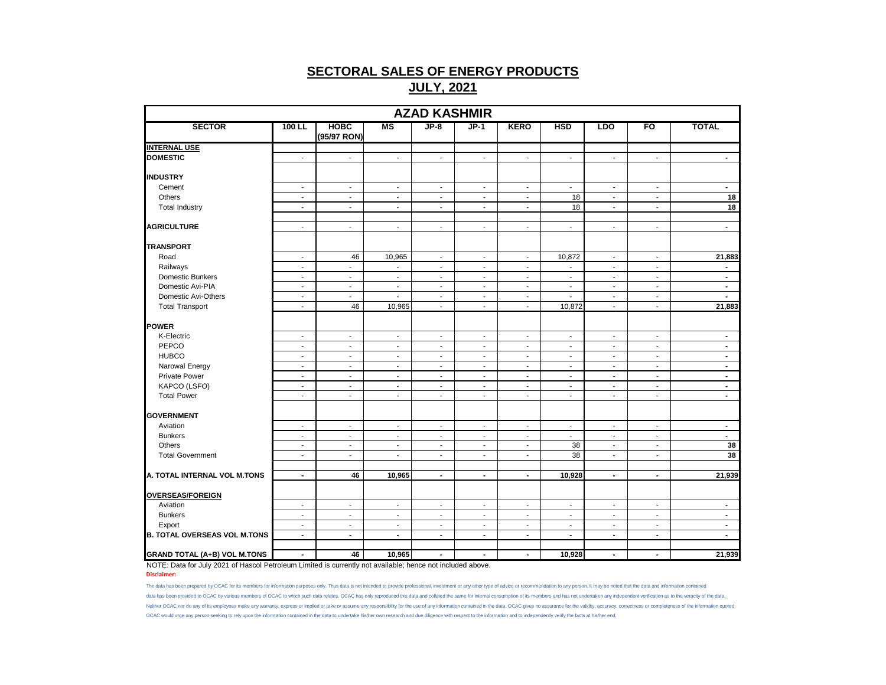# SECTORAL SALES OF ENERGY PRODUCTS

## JULY, 2021

| AZAD KASHMIR | | | | | | | | | | |
|---|---|---|---|---|---|---|---|---|---|---|
| **SECTOR** | **100 LL** | **HOBC (95/97 RON)** | **MS** | **JP-8** | **JP-1** | **KERO** | **HSD** | **LDO** | **FO** | **TOTAL** |
| **INTERNAL USE** | | | | | | | | | | |
| **DOMESTIC** | - | - | - | - | - | - | - | - | - | - |
| **INDUSTRY** | | | | | | | | | | |
| Cement | - | - | - | - | - | - | - | - | - | - |
| Others | - | - | - | - | - | - | 18 | - | - | 18 |
| Total Industry | - | - | - | - | - | - | 18 | - | - | 18 |
| **AGRICULTURE** | - | - | - | - | - | - | - | - | - | - |
| **TRANSPORT** | | | | | | | | | | |
| Road | - | 46 | 10,965 | - | - | - | 10,872 | - | - | 21,883 |
| Railways | - | - | - | - | - | - | - | - | - | - |
| Domestic Bunkers | - | - | - | - | - | - | - | - | - | - |
| Domestic Avi-PIA | - | - | - | - | - | - | - | - | - | - |
| Domestic Avi-Others | - | - | - | - | - | - | - | - | - | - |
| Total Transport | - | 46 | 10,965 | - | - | - | 10,872 | - | - | 21,883 |
| **POWER** | | | | | | | | | | |
| K-Electric | - | - | - | - | - | - | - | - | - | - |
| PEPCO | - | - | - | - | - | - | - | - | - | - |
| HUBCO | - | - | - | - | - | - | - | - | - | - |
| Narowal Energy | - | - | - | - | - | - | - | - | - | - |
| Private Power | - | - | - | - | - | - | - | - | - | - |
| KAPCO (LSFO) | - | - | - | - | - | - | - | - | - | - |
| Total Power | - | - | - | - | - | - | - | - | - | - |
| **GOVERNMENT** | | | | | | | | | | |
| Aviation | - | - | - | - | - | - | - | - | - | - |
| Bunkers | - | - | - | - | - | - | - | - | - | - |
| Others | - | - | - | - | - | - | 38 | - | - | 38 |
| Total Government | - | - | - | - | - | - | 38 | - | - | 38 |
| **A. TOTAL INTERNAL VOL M.TONS** | - | 46 | 10,965 | - | - | - | 10,928 | - | - | 21,939 |
| **OVERSEAS/FOREIGN** | | | | | | | | | | |
| Aviation | - | - | - | - | - | - | - | - | - | - |
| Bunkers | - | - | - | - | - | - | - | - | - | - |
| Export | - | - | - | - | - | - | - | - | - | - |
| **B. TOTAL OVERSEAS VOL M.TONS** | - | - | - | - | - | - | - | - | - | - |
| **GRAND TOTAL (A+B) VOL M.TONS** | - | 46 | 10,965 | - | - | - | 10,928 | - | - | 21,939 |

NOTE: Data for July 2021 of Hascol Petroleum Limited is currently not available; hence not included above.

**Disclaimer:**

The data has been prepared by OCAC for its members for information purposes only. Thus data is not intended to provide professional, investment or any other type of advice or recommendation to any person. It may be noted that the data and information contained data has been provided to OCAC by various members of OCAC to which such data relates. OCAC has only reproduced this data and collated the same for internal consumption of its members and has not undertaken any independent verification as to the veracity of the data. Neither OCAC nor do any of its employees make any warranty, express or implied or take or assume any responsibility for the use of any information contained in the data. OCAC gives no assurance for the validity, accuracy, correctness or completeness of the information quoted. OCAC would urge any person seeking to rely upon the information contained in the data to undertake his/her own research and due diligence with respect to the information and to independently verify the facts at his/her end.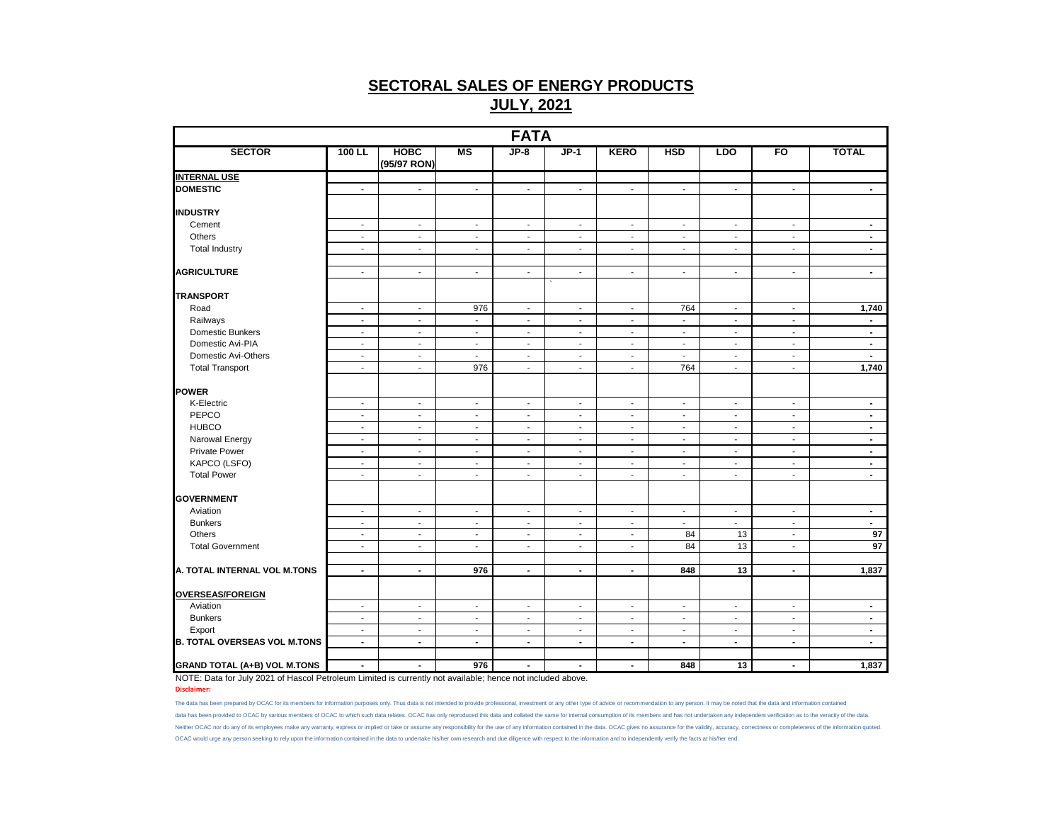# SECTORAL SALES OF ENERGY PRODUCTS

## JULY, 2021

| FATA | | | | | | | | | | |
|---|---|---|---|---|---|---|---|---|---|---|
| **SECTOR** | **100 LL** | **HOBC (95/97 RON)** | **MS** | **JP-8** | **JP-1** | **KERO** | **HSD** | **LDO** | **FO** | **TOTAL** |
| **INTERNAL USE** | | | | | | | | | | |
| **DOMESTIC** | - | - | - | - | - | - | - | - | - | - |
| **INDUSTRY** | | | | | | | | | | |
| Cement | - | - | - | - | - | - | - | - | - | - |
| Others | - | - | - | - | - | - | - | - | - | - |
| Total Industry | - | - | - | - | - | - | - | - | - | - |
| **AGRICULTURE** | - | - | - | - | - | - | - | - | - | - |
| **TRANSPORT** | | | | | | | | | | |
| Road | - | - | 976 | - | - | - | 764 | - | - | 1,740 |
| Railways | - | - | - | - | - | - | - | - | - | - |
| Domestic Bunkers | - | - | - | - | - | - | - | - | - | - |
| Domestic Avi-PIA | - | - | - | - | - | - | - | - | - | - |
| Domestic Avi-Others | - | - | - | - | - | - | - | - | - | - |
| Total Transport | - | - | 976 | - | - | - | 764 | - | - | 1,740 |
| **POWER** | | | | | | | | | | |
| K-Electric | - | - | - | - | - | - | - | - | - | - |
| PEPCO | - | - | - | - | - | - | - | - | - | - |
| HUBCO | - | - | - | - | - | - | - | - | - | - |
| Narowal Energy | - | - | - | - | - | - | - | - | - | - |
| Private Power | - | - | - | - | - | - | - | - | - | - |
| KAPCO (LSFO) | - | - | - | - | - | - | - | - | - | - |
| Total Power | - | - | - | - | - | - | - | - | - | - |
| **GOVERNMENT** | | | | | | | | | | |
| Aviation | - | - | - | - | - | - | - | - | - | - |
| Bunkers | - | - | - | - | - | - | - | - | - | - |
| Others | - | - | - | - | - | - | 84 | 13 | - | 97 |
| Total Government | - | - | - | - | - | - | 84 | 13 | - | 97 |
| **A. TOTAL INTERNAL VOL M.TONS** | - | - | 976 | - | - | - | 848 | 13 | - | 1,837 |
| **OVERSEAS/FOREIGN** | | | | | | | | | | |
| Aviation | - | - | - | - | - | - | - | - | - | - |
| Bunkers | - | - | - | - | - | - | - | - | - | - |
| Export | - | - | - | - | - | - | - | - | - | - |
| **B. TOTAL OVERSEAS VOL M.TONS** | - | - | - | - | - | - | - | - | - | - |
| **GRAND TOTAL (A+B) VOL M.TONS** | - | - | 976 | - | - | - | 848 | 13 | - | 1,837 |

NOTE: Data for July 2021 of Hascol Petroleum Limited is currently not available; hence not included above.

**Disclaimer:**

The data has been prepared by OCAC for its members for information purposes only. Thus data is not intended to provide professional, investment or any other type of advice or recommendation to any person. It may be noted that the data and information contained data has been provided to OCAC by various members of OCAC to which such data relates. OCAC has only reproduced this data and collated the same for internal consumption of its members and has not undertaken any independent verification as to the veracity of the data. Neither OCAC nor do any of its employees make any warranty, express or implied or take or assume any responsibility for the use of any information contained in the data. OCAC gives no assurance for the validity, accuracy, correctness or completeness of the information quoted. OCAC would urge any person seeking to rely upon the information contained in the data to undertake his/her own research and due diligence with respect to the information and to independently verify the facts at his/her end.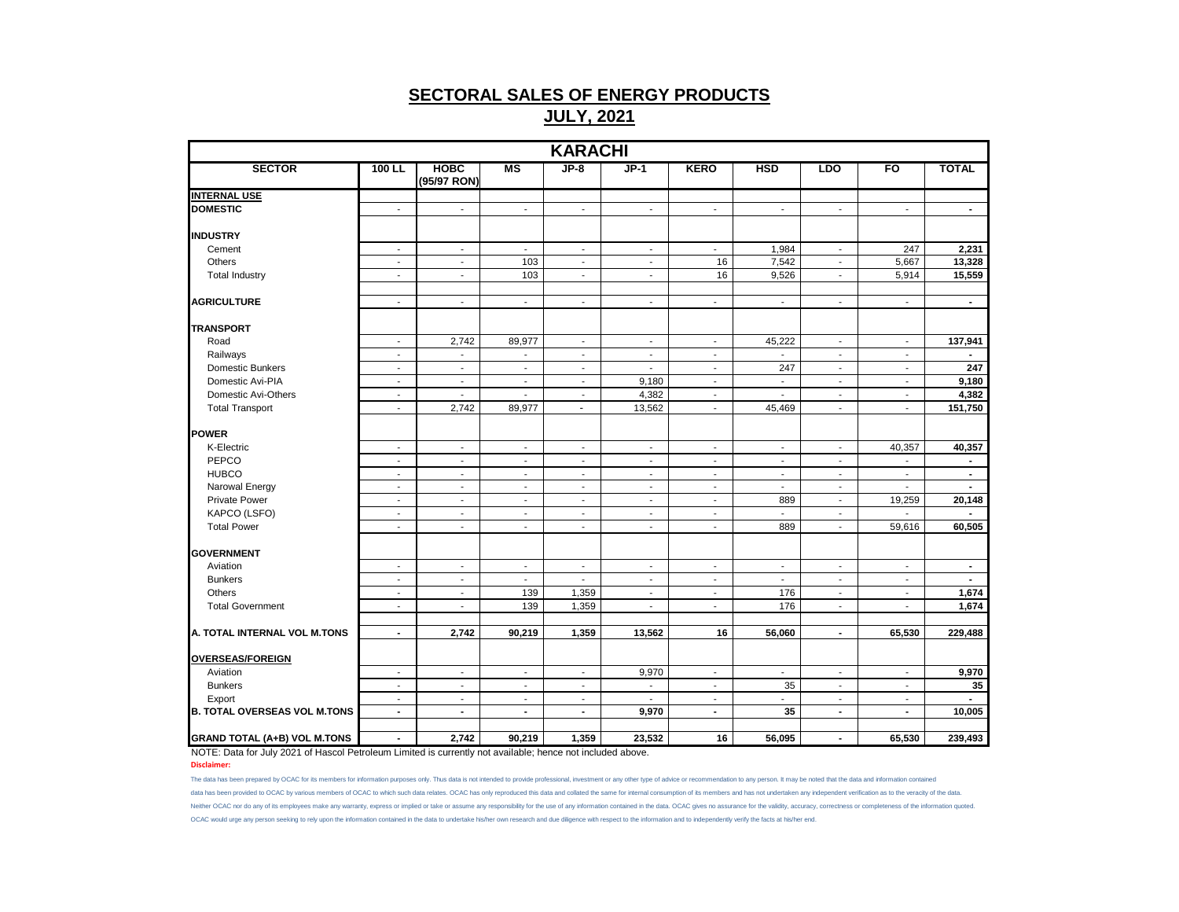## SECTORAL SALES OF ENERGY PRODUCTS

## JULY, 2021

| KARACHI | | | | | | | | | | |
|---|---|---|---|---|---|---|---|---|---|---|
| SECTOR | 100 LL | HOBC (95/97 RON) | MS | JP-8 | JP-1 | KERO | HSD | LDO | FO | TOTAL |
| **INTERNAL USE** | | | | | | | | | | |
| **DOMESTIC** | - | - | - | - | - | - | - | - | - | **-** |
| **INDUSTRY** | | | | | | | | | | |
| Cement | - | - | - | - | - | - | 1,984 | - | 247 | **2,231** |
| Others | - | - | 103 | - | - | 16 | 7,542 | - | 5,667 | **13,328** |
| Total Industry | - | - | 103 | - | - | 16 | 9,526 | - | 5,914 | **15,559** |
| **AGRICULTURE** | - | - | - | - | - | - | - | - | - | **-** |
| **TRANSPORT** | | | | | | | | | | |
| Road | - | 2,742 | 89,977 | - | - | - | 45,222 | - | - | **137,941** |
| Railways | - | - | - | - | - | - | - | - | - | **-** |
| Domestic Bunkers | - | - | - | - | - | - | 247 | - | - | **247** |
| Domestic Avi-PIA | - | - | - | - | 9,180 | - | - | - | - | **9,180** |
| Domestic Avi-Others | - | - | - | - | 4,382 | - | - | - | - | **4,382** |
| Total Transport | - | 2,742 | 89,977 | - | 13,562 | - | 45,469 | - | - | **151,750** |
| **POWER** | | | | | | | | | | |
| K-Electric | - | - | - | - | - | - | - | - | 40,357 | **40,357** |
| PEPCO | - | - | - | - | - | - | - | - | - | **-** |
| HUBCO | - | - | - | - | - | - | - | - | - | **-** |
| Narowal Energy | - | - | - | - | - | - | - | - | - | **-** |
| Private Power | - | - | - | - | - | - | 889 | - | 19,259 | **20,148** |
| KAPCO (LSFO) | - | - | - | - | - | - | - | - | - | **-** |
| Total Power | - | - | - | - | - | - | 889 | - | 59,616 | **60,505** |
| **GOVERNMENT** | | | | | | | | | | |
| Aviation | - | - | - | - | - | - | - | - | - | **-** |
| Bunkers | - | - | - | - | - | - | - | - | - | **-** |
| Others | - | - | 139 | 1,359 | - | - | 176 | - | - | **1,674** |
| Total Government | - | - | 139 | 1,359 | - | - | 176 | - | - | **1,674** |
| **A. TOTAL INTERNAL VOL M.TONS** | **-** | **2,742** | **90,219** | **1,359** | **13,562** | **16** | **56,060** | **-** | **65,530** | **229,488** |
| **OVERSEAS/FOREIGN** | | | | | | | | | | |
| Aviation | - | - | - | - | 9,970 | - | - | - | - | **9,970** |
| Bunkers | - | - | - | - | - | - | 35 | - | - | **35** |
| Export | - | - | - | - | - | - | - | - | - | **-** |
| **B. TOTAL OVERSEAS VOL M.TONS** | **-** | **-** | **-** | **-** | **9,970** | **-** | **35** | **-** | **-** | **10,005** |
| **GRAND TOTAL (A+B) VOL M.TONS** | **-** | **2,742** | **90,219** | **1,359** | **23,532** | **16** | **56,095** | **-** | **65,530** | **239,493** |

NOTE: Data for July 2021 of Hascol Petroleum Limited is currently not available; hence not included above.

**Disclaimer:**

The data has been prepared by OCAC for its members for information purposes only. Thus data is not intended to provide professional, investment or any other type of advice or recommendation to any person. It may be noted that the data and information contained data has been provided to OCAC by various members of OCAC to which such data relates. OCAC has only reproduced this data and collated the same for internal consumption of its members and has not undertaken any independent verification as to the veracity of the data. Neither OCAC nor do any of its employees make any warranty, express or implied or take or assume any responsibility for the use of any information contained in the data. OCAC gives no assurance for the validity, accuracy, correctness or completeness of the information quoted. OCAC would urge any person seeking to rely upon the information contained in the data to undertake his/her own research and due diligence with respect to the information and to independently verify the facts at his/her end.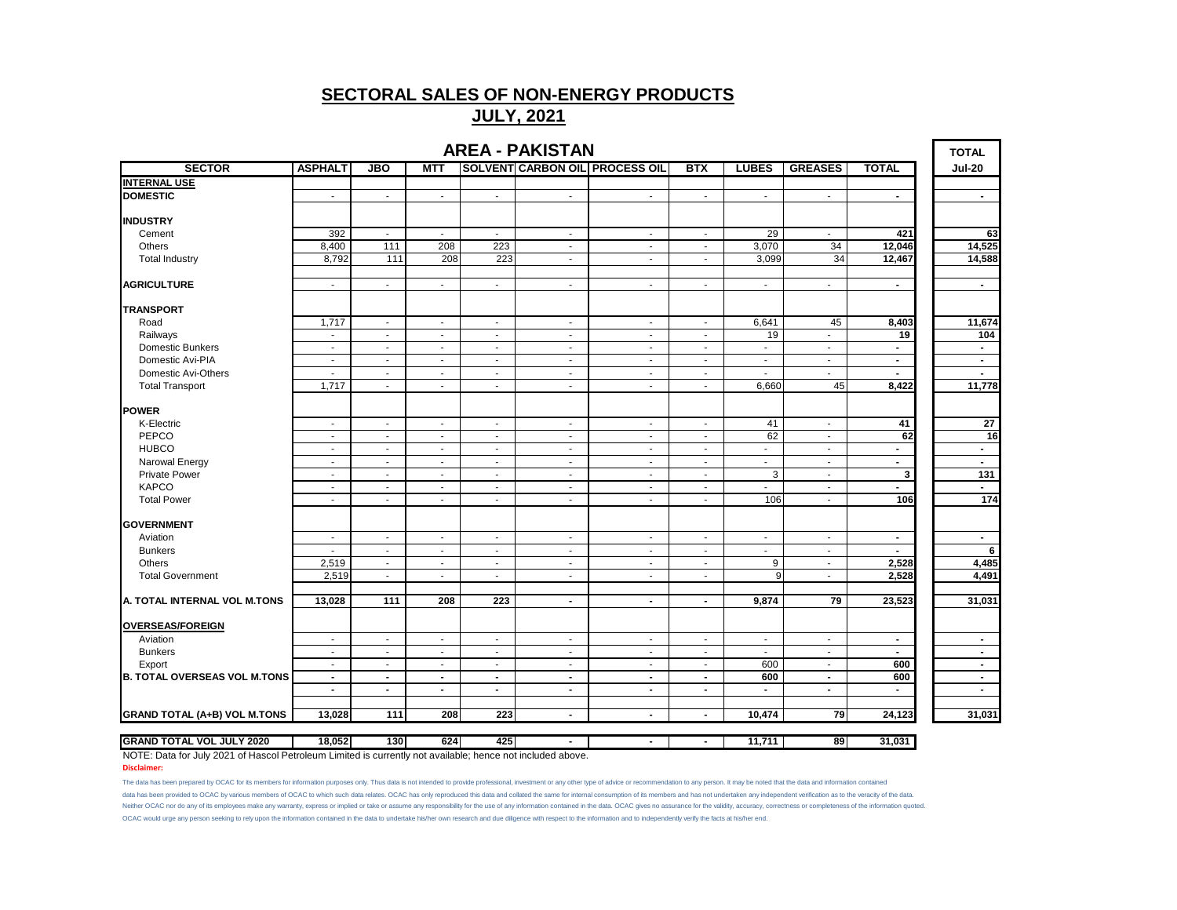# SECTORAL SALES OF NON-ENERGY PRODUCTS

## JULY, 2021

### AREA - PAKISTAN

| SECTOR | ASPHALT | JBO | MTT | SOLVENT | CARBON OIL | PROCESS OIL | BTX | LUBES | GREASES | TOTAL | TOTAL Jul-20 |
|---|---|---|---|---|---|---|---|---|---|---|---|
| **INTERNAL USE** | | | | | | | | | | | |
| **DOMESTIC** | - | - | - | - | - | - | - | - | - | - | - |
| **INDUSTRY** | | | | | | | | | | | |
| Cement | 392 | - | - | - | - | - | - | 29 | - | 421 | 63 |
| Others | 8,400 | 111 | 208 | 223 | - | - | - | 3,070 | 34 | 12,046 | 14,525 |
| Total Industry | 8,792 | 111 | 208 | 223 | - | - | - | 3,099 | 34 | 12,467 | 14,588 |
| **AGRICULTURE** | - | - | - | - | - | - | - | - | - | - | - |
| **TRANSPORT** | | | | | | | | | | | |
| Road | 1,717 | - | - | - | - | - | - | 6,641 | 45 | 8,403 | 11,674 |
| Railways | - | - | - | - | - | - | - | 19 | - | 19 | 104 |
| Domestic Bunkers | - | - | - | - | - | - | - | - | - | - | - |
| Domestic Avi-PIA | - | - | - | - | - | - | - | - | - | - | - |
| Domestic Avi-Others | - | - | - | - | - | - | - | - | - | - | - |
| Total Transport | 1,717 | - | - | - | - | - | - | 6,660 | 45 | 8,422 | 11,778 |
| **POWER** | | | | | | | | | | | |
| K-Electric | - | - | - | - | - | - | - | 41 | - | 41 | 27 |
| PEPCO | - | - | - | - | - | - | - | 62 | - | 62 | 16 |
| HUBCO | - | - | - | - | - | - | - | - | - | - | - |
| Narowal Energy | - | - | - | - | - | - | - | - | - | - | - |
| Private Power | - | - | - | - | - | - | - | 3 | - | 3 | 131 |
| KAPCO | - | - | - | - | - | - | - | - | - | - | - |
| Total Power | - | - | - | - | - | - | - | 106 | - | 106 | 174 |
| **GOVERNMENT** | | | | | | | | | | | |
| Aviation | - | - | - | - | - | - | - | - | - | - | - |
| Bunkers | - | - | - | - | - | - | - | - | - | - | 6 |
| Others | 2,519 | - | - | - | - | - | - | 9 | - | 2,528 | 4,485 |
| Total Government | 2,519 | - | - | - | - | - | - | 9 | - | 2,528 | 4,491 |
| **A. TOTAL INTERNAL VOL M.TONS** | 13,028 | 111 | 208 | 223 | - | - | - | 9,874 | 79 | 23,523 | 31,031 |
| **OVERSEAS/FOREIGN** | | | | | | | | | | | |
| Aviation | - | - | - | - | - | - | - | - | - | - | - |
| Bunkers | - | - | - | - | - | - | - | - | - | - | - |
| Export | - | - | - | - | - | - | - | 600 | - | 600 | - |
| **B. TOTAL OVERSEAS VOL M.TONS** | - | - | - | - | - | - | - | 600 | - | 600 | - |
| | - | - | - | - | - | - | - | - | - | - | - |
| **GRAND TOTAL (A+B) VOL M.TONS** | 13,028 | 111 | 208 | 223 | - | - | - | 10,474 | 79 | 24,123 | 31,031 |
| **GRAND TOTAL VOL JULY 2020** | 18,052 | 130 | 624 | 425 | - | - | - | 11,711 | 89 | 31,031 | |

NOTE: Data for July 2021 of Hascol Petroleum Limited is currently not available; hence not included above.

**Disclaimer:**

The data has been prepared by OCAC for its members for information purposes only. Thus data is not intended to provide professional, investment or any other type of advice or recommendation to any person. It may be noted that the data and information contained data has been provided to OCAC by various members of OCAC to which such data relates. OCAC has only reproduced this data and collated the same for internal consumption of its members and has not undertaken any independent verification as to the veracity of the data. Neither OCAC nor do any of its employees make any warranty, express or implied or take or assume any responsibility for the use of any information contained in the data. OCAC gives no assurance for the validity, accuracy, correctness or completeness of the information quoted. OCAC would urge any person seeking to rely upon the information contained in the data to undertake his/her own research and due diligence with respect to the information and to independently verify the facts at his/her end.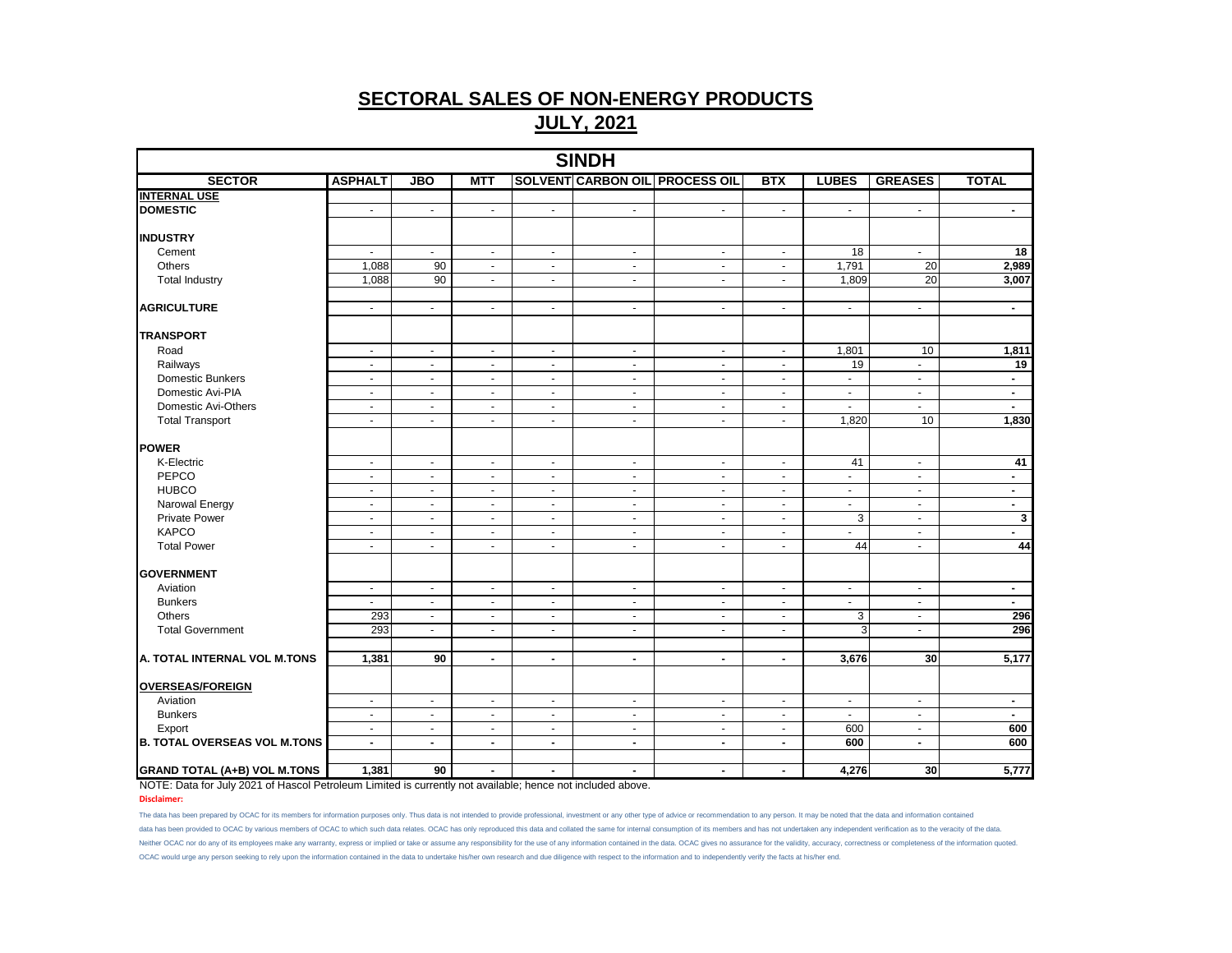# SECTORAL SALES OF NON-ENERGY PRODUCTS

## JULY, 2021

| SINDH | | | | | | | | | | |
|---|---|---|---|---|---|---|---|---|---|---|
| **SECTOR** | **ASPHALT** | **JBO** | **MTT** | **SOLVENT** | **CARBON OIL** | **PROCESS OIL** | **BTX** | **LUBES** | **GREASES** | **TOTAL** |
| **INTERNAL USE** | | | | | | | | | | |
| **DOMESTIC** | - | - | - | - | - | - | - | - | - | **-** |
| | | | | | | | | | | |
| **INDUSTRY** | | | | | | | | | | |
| Cement | - | - | - | - | - | - | - | 18 | - | **18** |
| Others | 1,088 | 90 | - | - | - | - | - | 1,791 | 20 | **2,989** |
| Total Industry | 1,088 | 90 | - | - | - | - | - | 1,809 | 20 | **3,007** |
| | | | | | | | | | | |
| **AGRICULTURE** | - | - | - | - | - | - | - | - | - | **-** |
| | | | | | | | | | | |
| **TRANSPORT** | | | | | | | | | | |
| Road | - | - | - | - | - | - | - | 1,801 | 10 | **1,811** |
| Railways | - | - | - | - | - | - | - | 19 | - | **19** |
| Domestic Bunkers | - | - | - | - | - | - | - | - | - | **-** |
| Domestic Avi-PIA | - | - | - | - | - | - | - | - | - | **-** |
| Domestic Avi-Others | - | - | - | - | - | - | - | - | - | **-** |
| Total Transport | - | - | - | - | - | - | - | 1,820 | 10 | **1,830** |
| | | | | | | | | | | |
| **POWER** | | | | | | | | | | |
| K-Electric | - | - | - | - | - | - | - | 41 | - | **41** |
| PEPCO | - | - | - | - | - | - | - | - | - | **-** |
| HUBCO | - | - | - | - | - | - | - | - | - | **-** |
| Narowal Energy | - | - | - | - | - | - | - | - | - | **-** |
| Private Power | - | - | - | - | - | - | - | 3 | - | **3** |
| KAPCO | - | - | - | - | - | - | - | - | - | **-** |
| Total Power | - | - | - | - | - | - | - | 44 | - | **44** |
| | | | | | | | | | | |
| **GOVERNMENT** | | | | | | | | | | |
| Aviation | - | - | - | - | - | - | - | - | - | **-** |
| Bunkers | - | - | - | - | - | - | - | - | - | **-** |
| Others | 293 | - | - | - | - | - | - | 3 | - | **296** |
| Total Government | 293 | - | - | - | - | - | - | 3 | - | **296** |
| | | | | | | | | | | |
| **A. TOTAL INTERNAL VOL M.TONS** | **1,381** | **90** | **-** | **-** | **-** | **-** | **-** | **3,676** | **30** | **5,177** |
| | | | | | | | | | | |
| **OVERSEAS/FOREIGN** | | | | | | | | | | |
| Aviation | - | - | - | - | - | - | - | - | - | **-** |
| Bunkers | - | - | - | - | - | - | - | - | - | **-** |
| Export | - | - | - | - | - | - | - | 600 | - | **600** |
| **B. TOTAL OVERSEAS VOL M.TONS** | **-** | **-** | **-** | **-** | **-** | **-** | **-** | **600** | **-** | **600** |
| | | | | | | | | | | |
| **GRAND TOTAL (A+B) VOL M.TONS** | **1,381** | **90** | **-** | **-** | **-** | **-** | **-** | **4,276** | **30** | **5,777** |

NOTE: Data for July 2021 of Hascol Petroleum Limited is currently not available; hence not included above.

**Disclaimer:**

The data has been prepared by OCAC for its members for information purposes only. Thus data is not intended to provide professional, investment or any other type of advice or recommendation to any person. It may be noted that the data and information contained data has been provided to OCAC by various members of OCAC to which such data relates. OCAC has only reproduced this data and collated the same for internal consumption of its members and has not undertaken any independent verification as to the veracity of the data. Neither OCAC nor do any of its employees make any warranty, express or implied or take or assume any responsibility for the use of any information contained in the data. OCAC gives no assurance for the validity, accuracy, correctness or completeness of the information quoted. OCAC would urge any person seeking to rely upon the information contained in the data to undertake his/her own research and due diligence with respect to the information and to independently verify the facts at his/her end.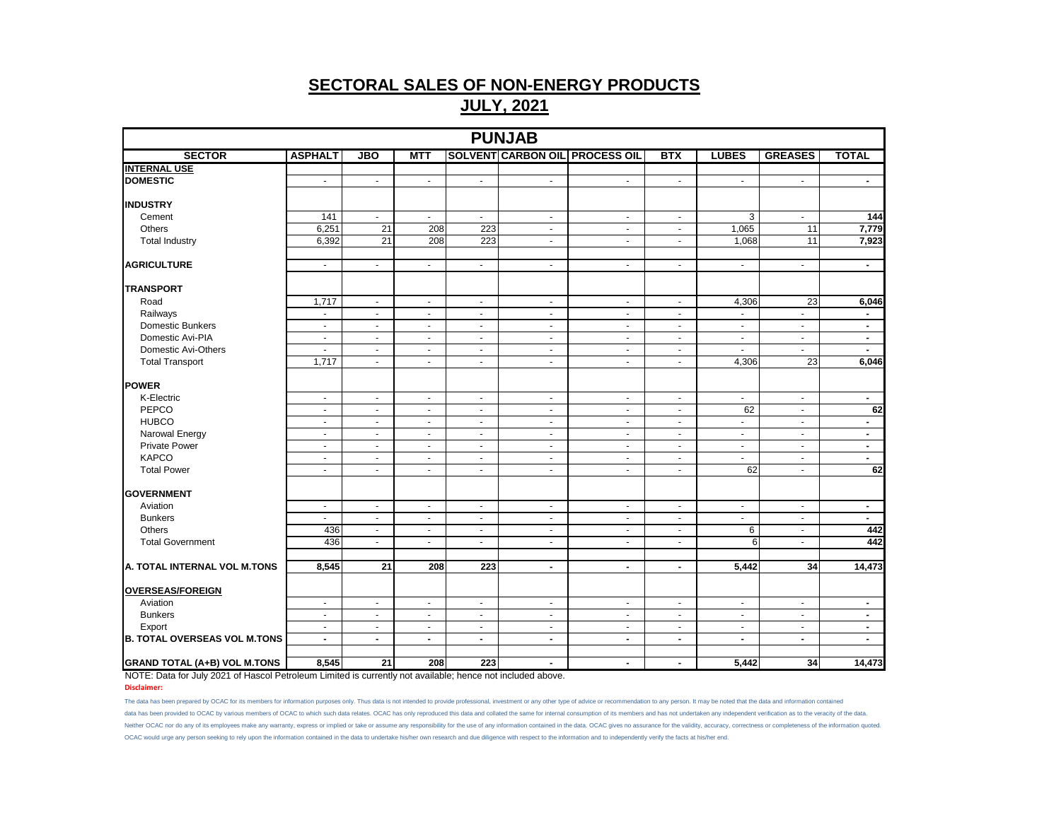# SECTORAL SALES OF NON-ENERGY PRODUCTS

## JULY, 2021

| PUNJAB | | | | | | | | | | |
|---|---|---|---|---|---|---|---|---|---|---|
| **SECTOR** | **ASPHALT** | **JBO** | **MTT** | **SOLVENT** | **CARBON OIL** | **PROCESS OIL** | **BTX** | **LUBES** | **GREASES** | **TOTAL** |
| **INTERNAL USE** | | | | | | | | | | |
| **DOMESTIC** | - | - | - | - | - | - | - | - | - | - |
| **INDUSTRY** | | | | | | | | | | |
| Cement | 141 | - | - | - | - | - | - | 3 | - | 144 |
| Others | 6,251 | 21 | 208 | 223 | - | - | - | 1,065 | 11 | 7,779 |
| Total Industry | 6,392 | 21 | 208 | 223 | - | - | - | 1,068 | 11 | 7,923 |
| **AGRICULTURE** | - | - | - | - | - | - | - | - | - | - |
| **TRANSPORT** | | | | | | | | | | |
| Road | 1,717 | - | - | - | - | - | - | 4,306 | 23 | 6,046 |
| Railways | - | - | - | - | - | - | - | - | - | - |
| Domestic Bunkers | - | - | - | - | - | - | - | - | - | - |
| Domestic Avi-PIA | - | - | - | - | - | - | - | - | - | - |
| Domestic Avi-Others | - | - | - | - | - | - | - | - | - | - |
| Total Transport | 1,717 | - | - | - | - | - | - | 4,306 | 23 | 6,046 |
| **POWER** | | | | | | | | | | |
| K-Electric | - | - | - | - | - | - | - | - | - | - |
| PEPCO | - | - | - | - | - | - | - | 62 | - | 62 |
| HUBCO | - | - | - | - | - | - | - | - | - | - |
| Narowal Energy | - | - | - | - | - | - | - | - | - | - |
| Private Power | - | - | - | - | - | - | - | - | - | - |
| KAPCO | - | - | - | - | - | - | - | - | - | - |
| Total Power | - | - | - | - | - | - | - | 62 | - | 62 |
| **GOVERNMENT** | | | | | | | | | | |
| Aviation | - | - | - | - | - | - | - | - | - | - |
| Bunkers | - | - | - | - | - | - | - | - | - | - |
| Others | 436 | - | - | - | - | - | - | 6 | - | 442 |
| Total Government | 436 | - | - | - | - | - | - | 6 | - | 442 |
| **A. TOTAL INTERNAL VOL M.TONS** | **8,545** | **21** | **208** | **223** | **-** | **-** | **-** | **5,442** | **34** | **14,473** |
| **OVERSEAS/FOREIGN** | | | | | | | | | | |
| Aviation | - | - | - | - | - | - | - | - | - | - |
| Bunkers | - | - | - | - | - | - | - | - | - | - |
| Export | - | - | - | - | - | - | - | - | - | - |
| **B. TOTAL OVERSEAS VOL M.TONS** | **-** | **-** | **-** | **-** | **-** | **-** | **-** | **-** | **-** | **-** |
| **GRAND TOTAL (A+B) VOL M.TONS** | **8,545** | **21** | **208** | **223** | **-** | **-** | **-** | **5,442** | **34** | **14,473** |

NOTE: Data for July 2021 of Hascol Petroleum Limited is currently not available; hence not included above.

**Disclaimer:**

The data has been prepared by OCAC for its members for information purposes only. Thus data is not intended to provide professional, investment or any other type of advice or recommendation to any person. It may be noted that the data and information contained data has been provided to OCAC by various members of OCAC to which such data relates. OCAC has only reproduced this data and collated the same for internal consumption of its members and has not undertaken any independent verification as to the veracity of the data. Neither OCAC nor do any of its employees make any warranty, express or implied or take or assume any responsibility for the use of any information contained in the data. OCAC gives no assurance for the validity, accuracy, correctness or completeness of the information quoted. OCAC would urge any person seeking to rely upon the information contained in the data to undertake his/her own research and due diligence with respect to the information and to independently verify the facts at his/her end.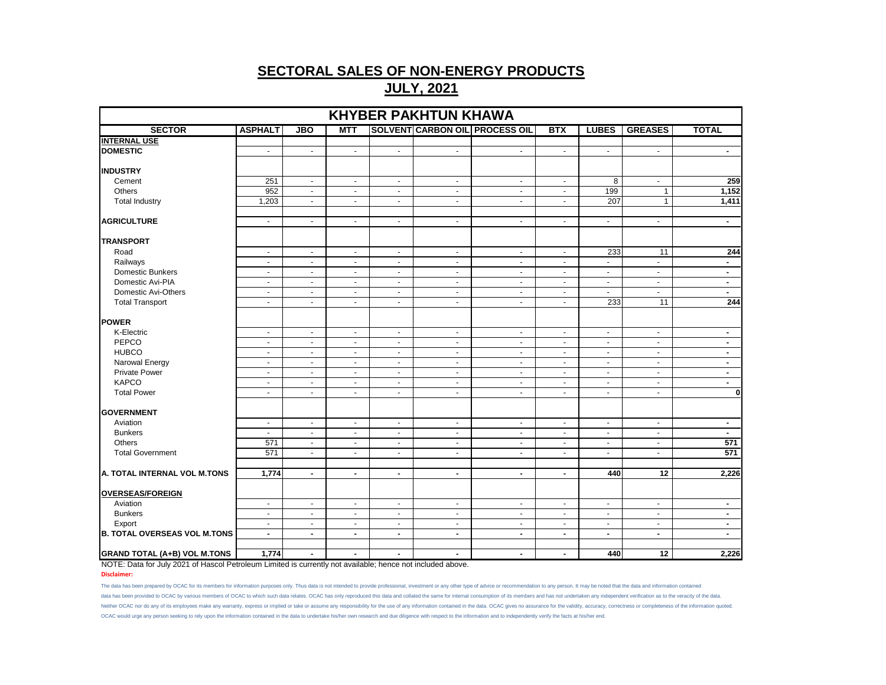# SECTORAL SALES OF NON-ENERGY PRODUCTS

## JULY, 2021

| KHYBER PAKHTUN KHAWA | | | | | | | | | | |
|---|---|---|---|---|---|---|---|---|---|---|
| **SECTOR** | **ASPHALT** | **JBO** | **MTT** | **SOLVENT** | **CARBON OIL** | **PROCESS OIL** | **BTX** | **LUBES** | **GREASES** | **TOTAL** |
| **INTERNAL USE** | | | | | | | | | | |
| **DOMESTIC** | - | - | - | - | - | - | - | - | - | - |
| | | | | | | | | | | |
| **INDUSTRY** | | | | | | | | | | |
| Cement | 251 | - | - | - | - | - | - | 8 | - | 259 |
| Others | 952 | - | - | - | - | - | - | 199 | 1 | 1,152 |
| Total Industry | 1,203 | - | - | - | - | - | - | 207 | 1 | 1,411 |
| | | | | | | | | | | |
| **AGRICULTURE** | - | - | - | - | - | - | - | - | - | - |
| | | | | | | | | | | |
| **TRANSPORT** | | | | | | | | | | |
| Road | - | - | - | - | - | - | - | 233 | 11 | 244 |
| Railways | - | - | - | - | - | - | - | - | - | - |
| Domestic Bunkers | - | - | - | - | - | - | - | - | - | - |
| Domestic Avi-PIA | - | - | - | - | - | - | - | - | - | - |
| Domestic Avi-Others | - | - | - | - | - | - | - | - | - | - |
| Total Transport | - | - | - | - | - | - | - | 233 | 11 | 244 |
| | | | | | | | | | | |
| **POWER** | | | | | | | | | | |
| K-Electric | - | - | - | - | - | - | - | - | - | - |
| PEPCO | - | - | - | - | - | - | - | - | - | - |
| HUBCO | - | - | - | - | - | - | - | - | - | - |
| Narowal Energy | - | - | - | - | - | - | - | - | - | - |
| Private Power | - | - | - | - | - | - | - | - | - | - |
| KAPCO | - | - | - | - | - | - | - | - | - | - |
| Total Power | - | - | - | - | - | - | - | - | - | 0 |
| | | | | | | | | | | |
| **GOVERNMENT** | | | | | | | | | | |
| Aviation | - | - | - | - | - | - | - | - | - | - |
| Bunkers | - | - | - | - | - | - | - | - | - | - |
| Others | 571 | - | - | - | - | - | - | - | - | 571 |
| Total Government | 571 | - | - | - | - | - | - | - | - | 571 |
| | | | | | | | | | | |
| **A. TOTAL INTERNAL VOL M.TONS** | 1,774 | - | - | - | - | - | - | 440 | 12 | 2,226 |
| | | | | | | | | | | |
| **OVERSEAS/FOREIGN** | | | | | | | | | | |
| Aviation | - | - | - | - | - | - | - | - | - | - |
| Bunkers | - | - | - | - | - | - | - | - | - | - |
| Export | - | - | - | - | - | - | - | - | - | - |
| **B. TOTAL OVERSEAS VOL M.TONS** | - | - | - | - | - | - | - | - | - | - |
| | | | | | | | | | | |
| **GRAND TOTAL (A+B) VOL M.TONS** | 1,774 | - | - | - | - | - | - | 440 | 12 | 2,226 |

NOTE: Data for July 2021 of Hascol Petroleum Limited is currently not available; hence not included above.

**Disclaimer:**

The data has been prepared by OCAC for its members for information purposes only. Thus data is not intended to provide professional, investment or any other type of advice or recommendation to any person. It may be noted that the data and information contained data has been provided to OCAC by various members of OCAC to which such data relates. OCAC has only reproduced this data and collated the same for internal consumption of its members and has not undertaken any independent verification as to the veracity of the data. Neither OCAC nor do any of its employees make any warranty, express or implied or take or assume any responsibility for the use of any information contained in the data. OCAC gives no assurance for the validity, accuracy, correctness or completeness of the information quoted. OCAC would urge any person seeking to rely upon the information contained in the data to undertake his/her own research and due diligence with respect to the information and to independently verify the facts at his/her end.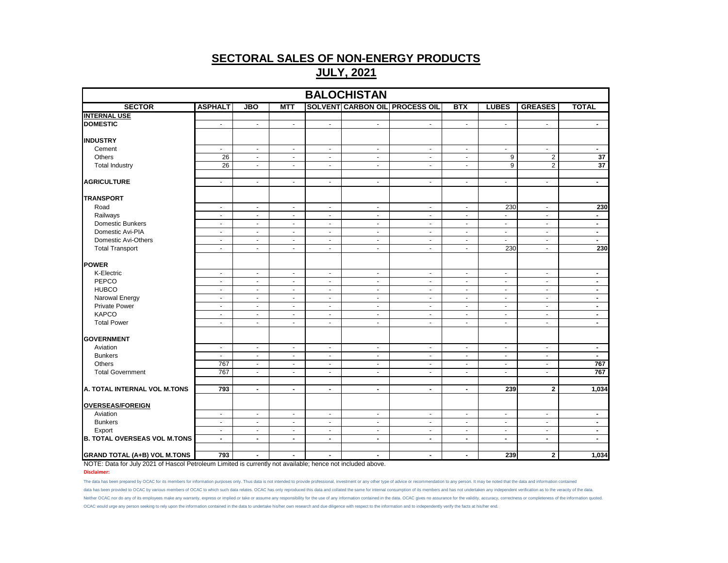# SECTORAL SALES OF NON-ENERGY PRODUCTS

## JULY, 2021

| BALOCHISTAN | | | | | | | | | | |
|---|---|---|---|---|---|---|---|---|---|---|
| **SECTOR** | **ASPHALT** | **JBO** | **MTT** | **SOLVENT** | **CARBON OIL** | **PROCESS OIL** | **BTX** | **LUBES** | **GREASES** | **TOTAL** |
| **INTERNAL USE** | | | | | | | | | | |
| **DOMESTIC** | - | - | - | - | - | - | - | - | - | - |
| | | | | | | | | | | |
| **INDUSTRY** | | | | | | | | | | |
| Cement | - | - | - | - | - | - | - | - | - | - |
| Others | 26 | - | - | - | - | - | - | 9 | 2 | 37 |
| Total Industry | 26 | - | - | - | - | - | - | 9 | 2 | 37 |
| | | | | | | | | | | |
| **AGRICULTURE** | - | - | - | - | - | - | - | - | - | - |
| | | | | | | | | | | |
| **TRANSPORT** | | | | | | | | | | |
| Road | - | - | - | - | - | - | - | 230 | - | 230 |
| Railways | - | - | - | - | - | - | - | - | - | - |
| Domestic Bunkers | - | - | - | - | - | - | - | - | - | - |
| Domestic Avi-PIA | - | - | - | - | - | - | - | - | - | - |
| Domestic Avi-Others | - | - | - | - | - | - | - | - | - | - |
| Total Transport | - | - | - | - | - | - | - | 230 | - | 230 |
| | | | | | | | | | | |
| **POWER** | | | | | | | | | | |
| K-Electric | - | - | - | - | - | - | - | - | - | - |
| PEPCO | - | - | - | - | - | - | - | - | - | - |
| HUBCO | - | - | - | - | - | - | - | - | - | - |
| Narowal Energy | - | - | - | - | - | - | - | - | - | - |
| Private Power | - | - | - | - | - | - | - | - | - | - |
| KAPCO | - | - | - | - | - | - | - | - | - | - |
| Total Power | - | - | - | - | - | - | - | - | - | - |
| | | | | | | | | | | |
| **GOVERNMENT** | | | | | | | | | | |
| Aviation | - | - | - | - | - | - | - | - | - | - |
| Bunkers | - | - | - | - | - | - | - | - | - | - |
| Others | 767 | - | - | - | - | - | - | - | - | 767 |
| Total Government | 767 | - | - | - | - | - | - | - | - | 767 |
| | | | | | | | | | | |
| **A. TOTAL INTERNAL VOL M.TONS** | **793** | **-** | **-** | **-** | **-** | **-** | **-** | **239** | **2** | **1,034** |
| | | | | | | | | | | |
| **OVERSEAS/FOREIGN** | | | | | | | | | | |
| Aviation | - | - | - | - | - | - | - | - | - | - |
| Bunkers | - | - | - | - | - | - | - | - | - | - |
| Export | - | - | - | - | - | - | - | - | - | - |
| **B. TOTAL OVERSEAS VOL M.TONS** | **-** | **-** | **-** | **-** | **-** | **-** | **-** | **-** | **-** | **-** |
| | | | | | | | | | | |
| **GRAND TOTAL (A+B) VOL M.TONS** | **793** | **-** | **-** | **-** | **-** | **-** | **-** | **239** | **2** | **1,034** |

NOTE: Data for July 2021 of Hascol Petroleum Limited is currently not available; hence not included above.

**Disclaimer:**

The data has been prepared by OCAC for its members for information purposes only. Thus data is not intended to provide professional, investment or any other type of advice or recommendation to any person. It may be noted that the data and information contained data has been provided to OCAC by various members of OCAC to which such data relates. OCAC has only reproduced this data and collated the same for internal consumption of its members and has not undertaken any independent verification as to the veracity of the data. Neither OCAC nor do any of its employees make any warranty, express or implied or take or assume any responsibility for the use of any information contained in the data. OCAC gives no assurance for the validity, accuracy, correctness or completeness of the information quoted. OCAC would urge any person seeking to rely upon the information contained in the data to undertake his/her own research and due diligence with respect to the information and to independently verify the facts at his/her end.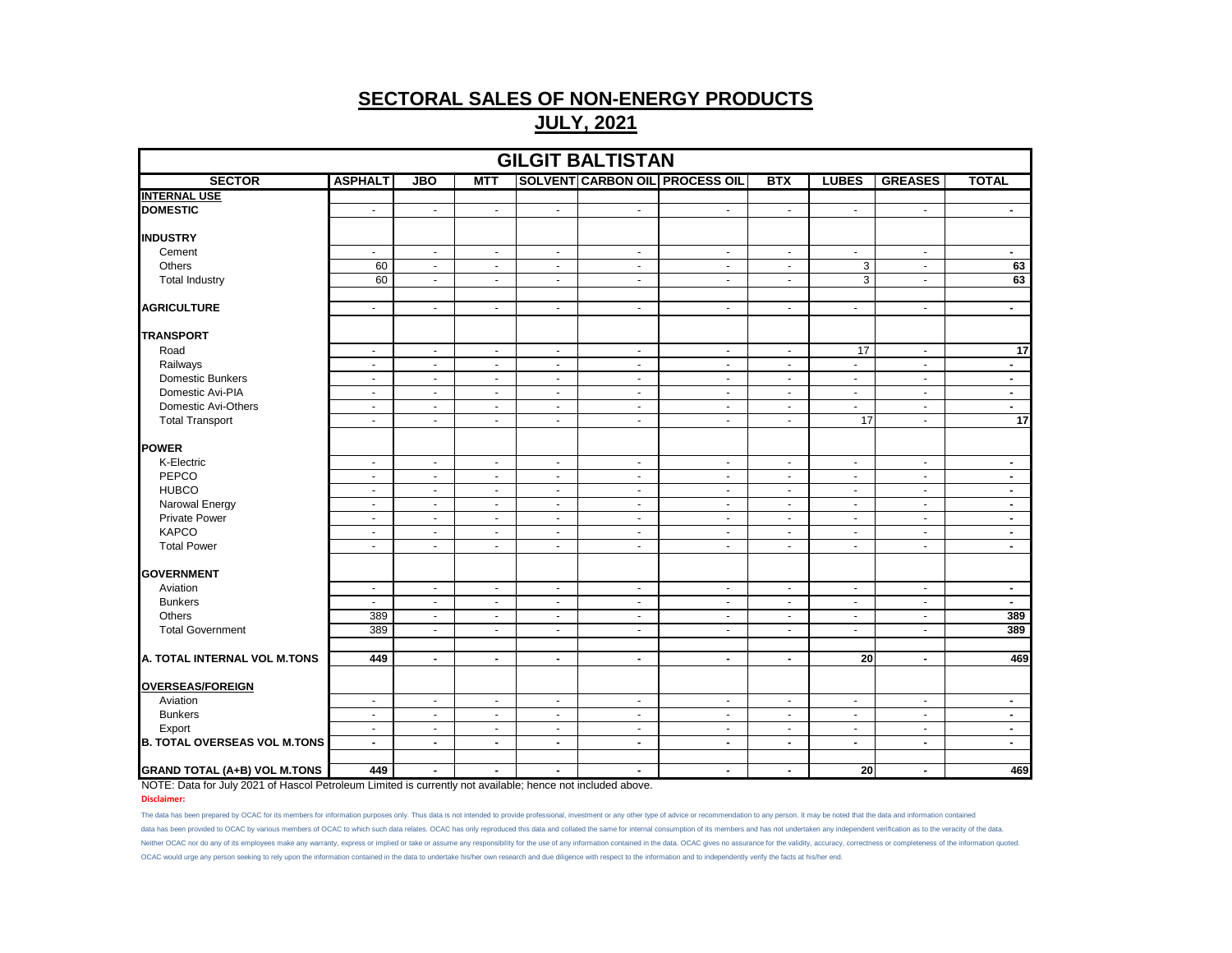# SECTORAL SALES OF NON-ENERGY PRODUCTS

## JULY, 2021

| GILGIT BALTISTAN | | | | | | | | | | |
|---|---|---|---|---|---|---|---|---|---|---|
| **SECTOR** | **ASPHALT** | **JBO** | **MTT** | **SOLVENT** | **CARBON OIL** | **PROCESS OIL** | **BTX** | **LUBES** | **GREASES** | **TOTAL** |
| **INTERNAL USE** | | | | | | | | | | |
| **DOMESTIC** | - | - | - | - | - | - | - | - | - | **-** |
| **INDUSTRY** | | | | | | | | | | |
| Cement | - | - | - | - | - | - | - | - | - | **-** |
| Others | 60 | - | - | - | - | - | - | 3 | - | **63** |
| Total Industry | 60 | - | - | - | - | - | - | 3 | - | **63** |
| **AGRICULTURE** | - | - | - | - | - | - | - | - | - | **-** |
| **TRANSPORT** | | | | | | | | | | |
| Road | - | - | - | - | - | - | - | 17 | - | **17** |
| Railways | - | - | - | - | - | - | - | - | - | **-** |
| Domestic Bunkers | - | - | - | - | - | - | - | - | - | **-** |
| Domestic Avi-PIA | - | - | - | - | - | - | - | - | - | **-** |
| Domestic Avi-Others | - | - | - | - | - | - | - | - | - | **-** |
| Total Transport | - | - | - | - | - | - | - | 17 | - | **17** |
| **POWER** | | | | | | | | | | |
| K-Electric | - | - | - | - | - | - | - | - | - | **-** |
| PEPCO | - | - | - | - | - | - | - | - | - | **-** |
| HUBCO | - | - | - | - | - | - | - | - | - | **-** |
| Narowal Energy | - | - | - | - | - | - | - | - | - | **-** |
| Private Power | - | - | - | - | - | - | - | - | - | **-** |
| KAPCO | - | - | - | - | - | - | - | - | - | **-** |
| Total Power | - | - | - | - | - | - | - | - | - | **-** |
| **GOVERNMENT** | | | | | | | | | | |
| Aviation | - | - | - | - | - | - | - | - | - | **-** |
| Bunkers | - | - | - | - | - | - | - | - | - | **-** |
| Others | 389 | - | - | - | - | - | - | - | - | **389** |
| Total Government | 389 | - | - | - | - | - | - | - | - | **389** |
| **A. TOTAL INTERNAL VOL M.TONS** | **449** | **-** | **-** | **-** | **-** | **-** | **-** | **20** | **-** | **469** |
| **OVERSEAS/FOREIGN** | | | | | | | | | | |
| Aviation | - | - | - | - | - | - | - | - | - | **-** |
| Bunkers | - | - | - | - | - | - | - | - | - | **-** |
| Export | - | - | - | - | - | - | - | - | - | **-** |
| **B. TOTAL OVERSEAS VOL M.TONS** | **-** | **-** | **-** | **-** | **-** | **-** | **-** | **-** | **-** | **-** |
| **GRAND TOTAL (A+B) VOL M.TONS** | **449** | **-** | **-** | **-** | **-** | **-** | **-** | **20** | **-** | **469** |

NOTE: Data for July 2021 of Hascol Petroleum Limited is currently not available; hence not included above.

**Disclaimer:**

The data has been prepared by OCAC for its members for information purposes only. Thus data is not intended to provide professional, investment or any other type of advice or recommendation to any person. It may be noted that the data and information contained data has been provided to OCAC by various members of OCAC to which such data relates. OCAC has only reproduced this data and collated the same for internal consumption of its members and has not undertaken any independent verification as to the veracity of the data. Neither OCAC nor do any of its employees make any warranty, express or implied or take or assume any responsibility for the use of any information contained in the data. OCAC gives no assurance for the validity, accuracy, correctness or completeness of the information quoted. OCAC would urge any person seeking to rely upon the information contained in the data to undertake his/her own research and due diligence with respect to the information and to independently verify the facts at his/her end.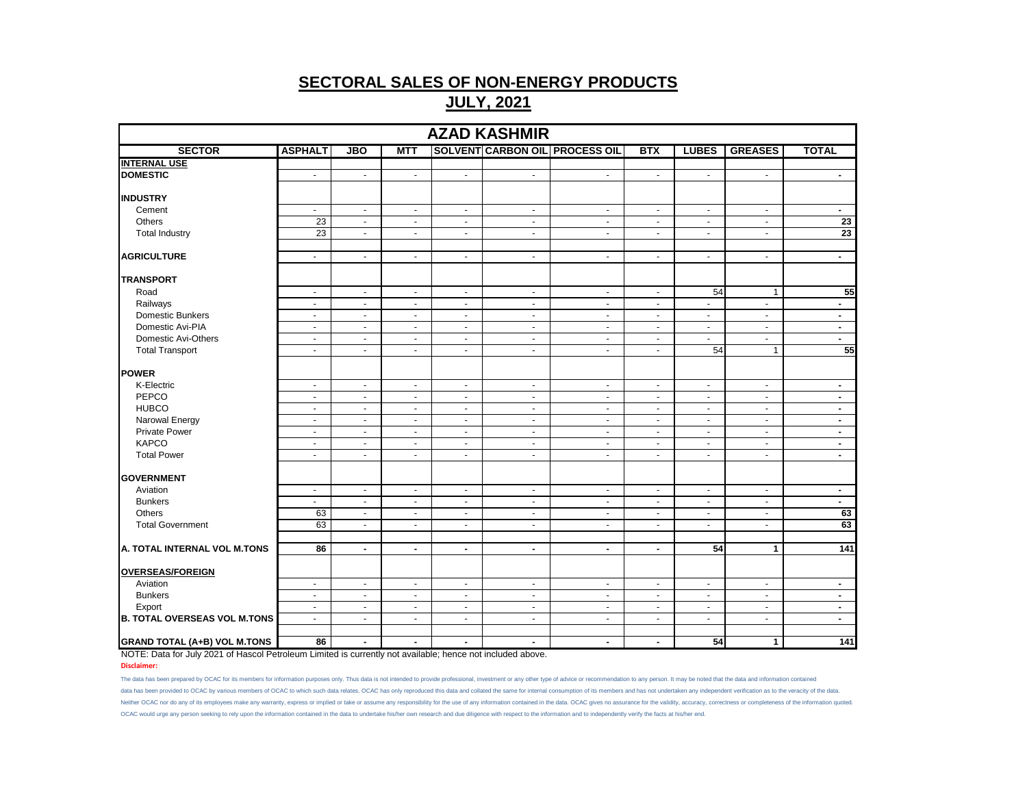# SECTORAL SALES OF NON-ENERGY PRODUCTS

## JULY, 2021

| AZAD KASHMIR | | | | | | | | | | |
|---|---|---|---|---|---|---|---|---|---|---|
| **SECTOR** | **ASPHALT** | **JBO** | **MTT** | **SOLVENT** | **CARBON OIL** | **PROCESS OIL** | **BTX** | **LUBES** | **GREASES** | **TOTAL** |
| **INTERNAL USE** | | | | | | | | | | |
| **DOMESTIC** | - | - | - | - | - | - | - | - | - | **-** |
| | | | | | | | | | | |
| **INDUSTRY** | | | | | | | | | | |
| Cement | - | - | - | - | - | - | - | - | - | **-** |
| Others | 23 | - | - | - | - | - | - | - | - | **23** |
| Total Industry | 23 | - | - | - | - | - | - | - | - | **23** |
| | | | | | | | | | | |
| **AGRICULTURE** | - | - | - | - | - | - | - | - | - | **-** |
| | | | | | | | | | | |
| **TRANSPORT** | | | | | | | | | | |
| Road | - | - | - | - | - | - | - | 54 | 1 | **55** |
| Railways | - | - | - | - | - | - | - | - | - | **-** |
| Domestic Bunkers | - | - | - | - | - | - | - | - | - | **-** |
| Domestic Avi-PIA | - | - | - | - | - | - | - | - | - | **-** |
| Domestic Avi-Others | - | - | - | - | - | - | - | - | - | **-** |
| Total Transport | - | - | - | - | - | - | - | 54 | 1 | **55** |
| | | | | | | | | | | |
| **POWER** | | | | | | | | | | |
| K-Electric | - | - | - | - | - | - | - | - | - | **-** |
| PEPCO | - | - | - | - | - | - | - | - | - | **-** |
| HUBCO | - | - | - | - | - | - | - | - | - | **-** |
| Narowal Energy | - | - | - | - | - | - | - | - | - | **-** |
| Private Power | - | - | - | - | - | - | - | - | - | **-** |
| KAPCO | - | - | - | - | - | - | - | - | - | **-** |
| Total Power | - | - | - | - | - | - | - | - | - | **-** |
| | | | | | | | | | | |
| **GOVERNMENT** | | | | | | | | | | |
| Aviation | - | - | - | - | - | - | - | - | - | **-** |
| Bunkers | - | - | - | - | - | - | - | - | - | **-** |
| Others | 63 | - | - | - | - | - | - | - | - | **63** |
| Total Government | 63 | - | - | - | - | - | - | - | - | **63** |
| | | | | | | | | | | |
| **A. TOTAL INTERNAL VOL M.TONS** | **86** | **-** | **-** | **-** | **-** | **-** | **-** | **54** | **1** | **141** |
| | | | | | | | | | | |
| **OVERSEAS/FOREIGN** | | | | | | | | | | |
| Aviation | - | - | - | - | - | - | - | - | - | **-** |
| Bunkers | - | - | - | - | - | - | - | - | - | **-** |
| Export | - | - | - | - | - | - | - | - | - | **-** |
| **B. TOTAL OVERSEAS VOL M.TONS** | - | - | - | - | - | - | - | - | - | **-** |
| | | | | | | | | | | |
| **GRAND TOTAL (A+B) VOL M.TONS** | **86** | **-** | **-** | **-** | **-** | **-** | **-** | **54** | **1** | **141** |

NOTE: Data for July 2021 of Hascol Petroleum Limited is currently not available; hence not included above.

**Disclaimer:**

The data has been prepared by OCAC for its members for information purposes only. Thus data is not intended to provide professional, investment or any other type of advice or recommendation to any person. It may be noted that the data and information contained data has been provided to OCAC by various members of OCAC to which such data relates. OCAC has only reproduced this data and collated the same for internal consumption of its members and has not undertaken any independent verification as to the veracity of the data. Neither OCAC nor do any of its employees make any warranty, express or implied or take or assume any responsibility for the use of any information contained in the data. OCAC gives no assurance for the validity, accuracy, correctness or completeness of the information quoted. OCAC would urge any person seeking to rely upon the information contained in the data to undertake his/her own research and due diligence with respect to the information and to independently verify the facts at his/her end.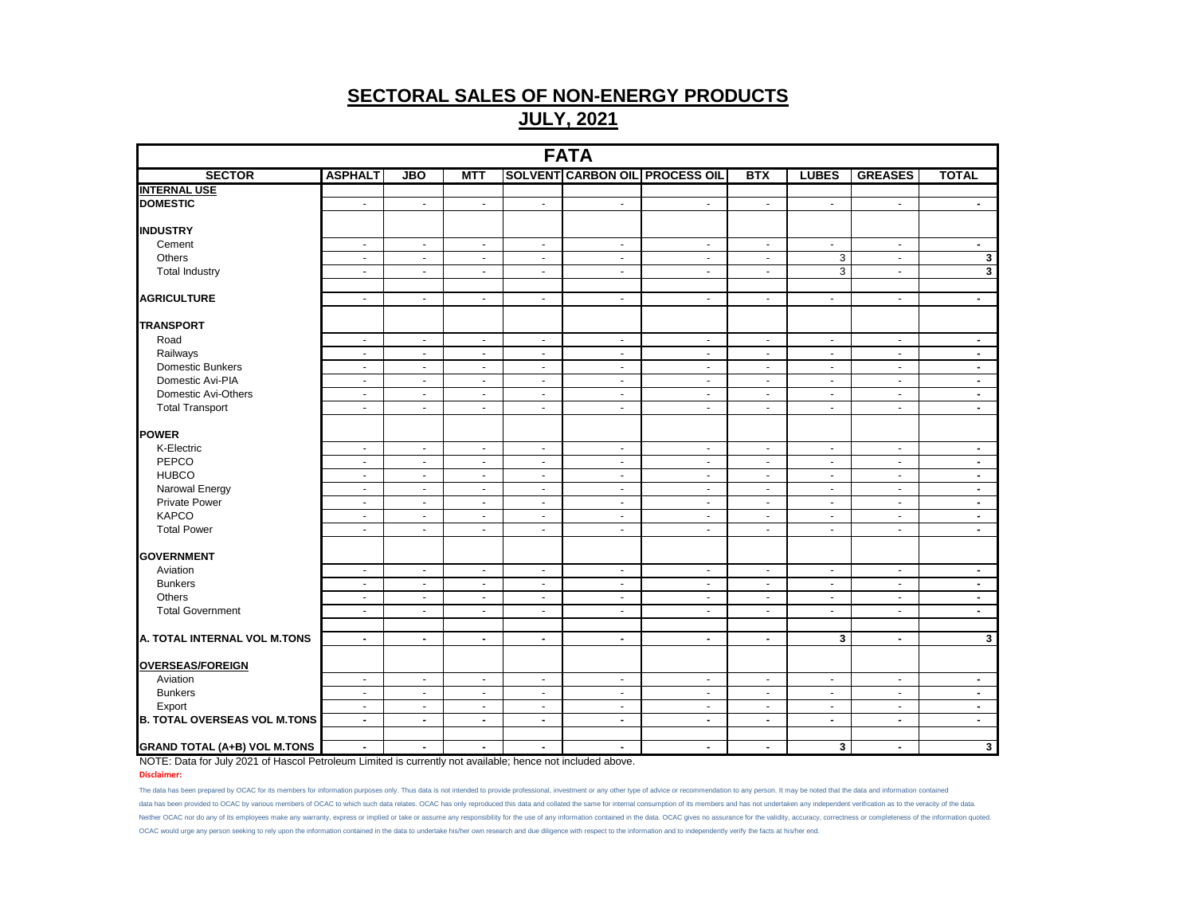# SECTORAL SALES OF NON-ENERGY PRODUCTS

## JULY, 2021

| FATA | | | | | | | | | | |
|---|---|---|---|---|---|---|---|---|---|---|
| **SECTOR** | **ASPHALT** | **JBO** | **MTT** | **SOLVENT** | **CARBON OIL** | **PROCESS OIL** | **BTX** | **LUBES** | **GREASES** | **TOTAL** |
| **INTERNAL USE** | | | | | | | | | | |
| **DOMESTIC** | - | - | - | - | - | - | - | - | - | - |
| **INDUSTRY** | | | | | | | | | | |
| Cement | - | - | - | - | - | - | - | - | - | - |
| Others | - | - | - | - | - | - | - | 3 | - | 3 |
| Total Industry | - | - | - | - | - | - | - | 3 | - | 3 |
| **AGRICULTURE** | - | - | - | - | - | - | - | - | - | - |
| **TRANSPORT** | | | | | | | | | | |
| Road | - | - | - | - | - | - | - | - | - | - |
| Railways | - | - | - | - | - | - | - | - | - | - |
| Domestic Bunkers | - | - | - | - | - | - | - | - | - | - |
| Domestic Avi-PIA | - | - | - | - | - | - | - | - | - | - |
| Domestic Avi-Others | - | - | - | - | - | - | - | - | - | - |
| Total Transport | - | - | - | - | - | - | - | - | - | - |
| **POWER** | | | | | | | | | | |
| K-Electric | - | - | - | - | - | - | - | - | - | - |
| PEPCO | - | - | - | - | - | - | - | - | - | - |
| HUBCO | - | - | - | - | - | - | - | - | - | - |
| Narowal Energy | - | - | - | - | - | - | - | - | - | - |
| Private Power | - | - | - | - | - | - | - | - | - | - |
| KAPCO | - | - | - | - | - | - | - | - | - | - |
| Total Power | - | - | - | - | - | - | - | - | - | - |
| **GOVERNMENT** | | | | | | | | | | |
| Aviation | - | - | - | - | - | - | - | - | - | - |
| Bunkers | - | - | - | - | - | - | - | - | - | - |
| Others | - | - | - | - | - | - | - | - | - | - |
| Total Government | - | - | - | - | - | - | - | - | - | - |
| **A. TOTAL INTERNAL VOL M.TONS** | - | - | - | - | - | - | - | 3 | - | 3 |
| **OVERSEAS/FOREIGN** | | | | | | | | | | |
| Aviation | - | - | - | - | - | - | - | - | - | - |
| Bunkers | - | - | - | - | - | - | - | - | - | - |
| Export | - | - | - | - | - | - | - | - | - | - |
| **B. TOTAL OVERSEAS VOL M.TONS** | - | - | - | - | - | - | - | - | - | - |
| **GRAND TOTAL (A+B) VOL M.TONS** | - | - | - | - | - | - | - | 3 | - | 3 |

NOTE: Data for July 2021 of Hascol Petroleum Limited is currently not available; hence not included above.

**Disclaimer:**

The data has been prepared by OCAC for its members for information purposes only. Thus data is not intended to provide professional, investment or any other type of advice or recommendation to any person. It may be noted that the data and information contained data has been provided to OCAC by various members of OCAC to which such data relates. OCAC has only reproduced this data and collated the same for internal consumption of its members and has not undertaken any independent verification as to the veracity of the data. Neither OCAC nor do any of its employees make any warranty, express or implied or take or assume any responsibility for the use of any information contained in the data. OCAC gives no assurance for the validity, accuracy, correctness or completeness of the information quoted. OCAC would urge any person seeking to rely upon the information contained in the data to undertake his/her own research and due diligence with respect to the information and to independently verify the facts at his/her end.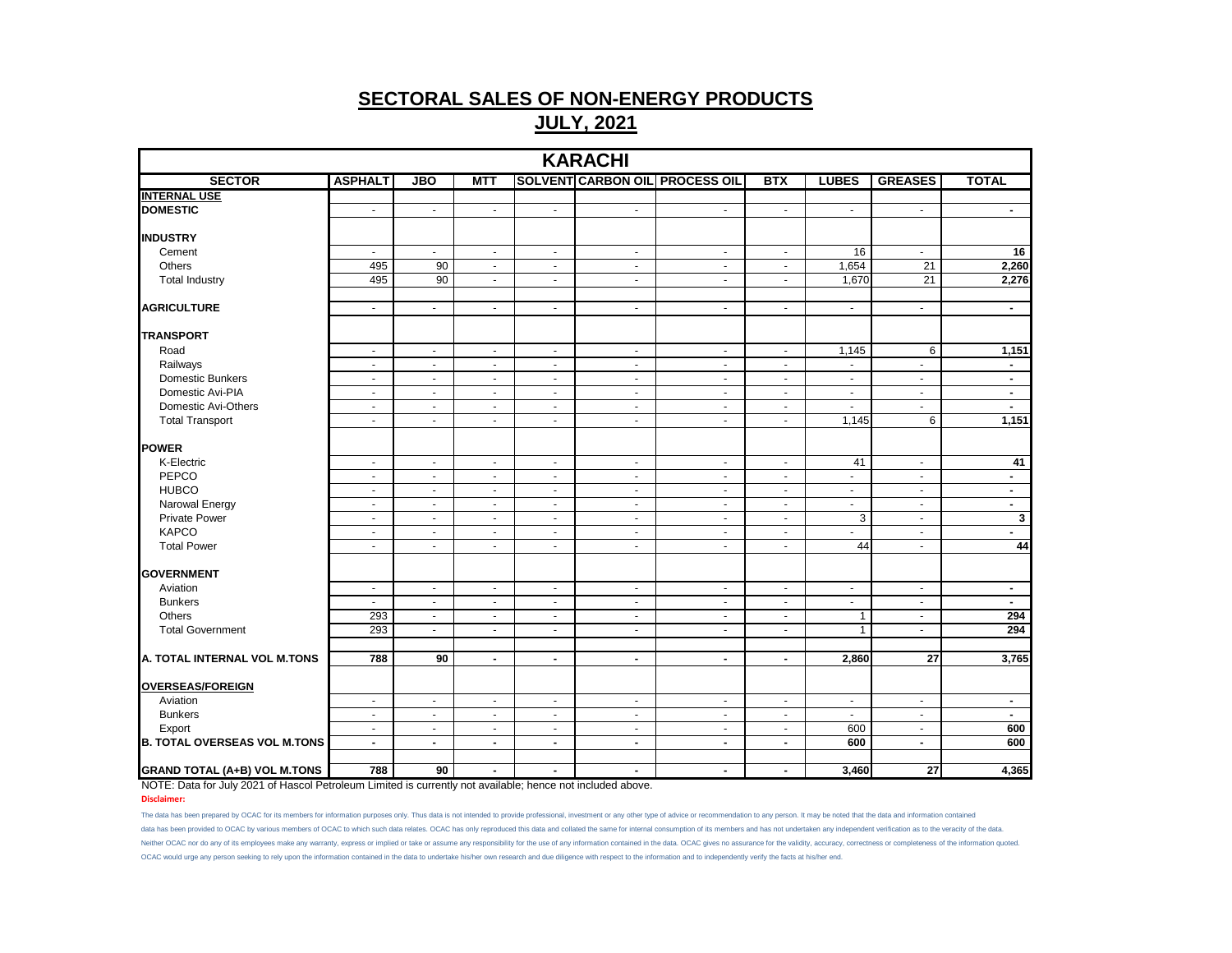# SECTORAL SALES OF NON-ENERGY PRODUCTS

## JULY, 2021

| KARACHI | | | | | | | | | | |
|---|---|---|---|---|---|---|---|---|---|---|
| **SECTOR** | **ASPHALT** | **JBO** | **MTT** | **SOLVENT** | **CARBON OIL** | **PROCESS OIL** | **BTX** | **LUBES** | **GREASES** | **TOTAL** |
| **INTERNAL USE** | | | | | | | | | | |
| **DOMESTIC** | - | - | - | - | - | - | - | - | - | - |
| | | | | | | | | | | |
| **INDUSTRY** | | | | | | | | | | |
| Cement | - | - | - | - | - | - | - | 16 | - | 16 |
| Others | 495 | 90 | - | - | - | - | - | 1,654 | 21 | 2,260 |
| Total Industry | 495 | 90 | - | - | - | - | - | 1,670 | 21 | 2,276 |
| | | | | | | | | | | |
| **AGRICULTURE** | - | - | - | - | - | - | - | - | - | - |
| | | | | | | | | | | |
| **TRANSPORT** | | | | | | | | | | |
| Road | - | - | - | - | - | - | - | 1,145 | 6 | 1,151 |
| Railways | - | - | - | - | - | - | - | - | - | - |
| Domestic Bunkers | - | - | - | - | - | - | - | - | - | - |
| Domestic Avi-PIA | - | - | - | - | - | - | - | - | - | - |
| Domestic Avi-Others | - | - | - | - | - | - | - | - | - | - |
| Total Transport | - | - | - | - | - | - | - | 1,145 | 6 | 1,151 |
| | | | | | | | | | | |
| **POWER** | | | | | | | | | | |
| K-Electric | - | - | - | - | - | - | - | 41 | - | 41 |
| PEPCO | - | - | - | - | - | - | - | - | - | - |
| HUBCO | - | - | - | - | - | - | - | - | - | - |
| Narowal Energy | - | - | - | - | - | - | - | - | - | - |
| Private Power | - | - | - | - | - | - | - | 3 | - | 3 |
| KAPCO | - | - | - | - | - | - | - | - | - | - |
| Total Power | - | - | - | - | - | - | - | 44 | - | 44 |
| | | | | | | | | | | |
| **GOVERNMENT** | | | | | | | | | | |
| Aviation | - | - | - | - | - | - | - | - | - | - |
| Bunkers | - | - | - | - | - | - | - | - | - | - |
| Others | 293 | - | - | - | - | - | - | 1 | - | 294 |
| Total Government | 293 | - | - | - | - | - | - | 1 | - | 294 |
| | | | | | | | | | | |
| **A. TOTAL INTERNAL VOL M.TONS** | 788 | 90 | - | - | - | - | - | 2,860 | 27 | 3,765 |
| | | | | | | | | | | |
| **OVERSEAS/FOREIGN** | | | | | | | | | | |
| Aviation | - | - | - | - | - | - | - | - | - | - |
| Bunkers | - | - | - | - | - | - | - | - | - | - |
| Export | - | - | - | - | - | - | - | 600 | - | 600 |
| **B. TOTAL OVERSEAS VOL M.TONS** | - | - | - | - | - | - | - | 600 | - | 600 |
| | | | | | | | | | | |
| **GRAND TOTAL (A+B) VOL M.TONS** | 788 | 90 | - | - | - | - | - | 3,460 | 27 | 4,365 |

NOTE: Data for July 2021 of Hascol Petroleum Limited is currently not available; hence not included above.

**Disclaimer:**

The data has been prepared by OCAC for its members for information purposes only. Thus data is not intended to provide professional, investment or any other type of advice or recommendation to any person. It may be noted that the data and information contained data has been provided to OCAC by various members of OCAC to which such data relates. OCAC has only reproduced this data and collated the same for internal consumption of its members and has not undertaken any independent verification as to the veracity of the data. Neither OCAC nor do any of its employees make any warranty, express or implied or take or assume any responsibility for the use of any information contained in the data. OCAC gives no assurance for the validity, accuracy, correctness or completeness of the information quoted. OCAC would urge any person seeking to rely upon the information contained in the data to undertake his/her own research and due diligence with respect to the information and to independently verify the facts at his/her end.